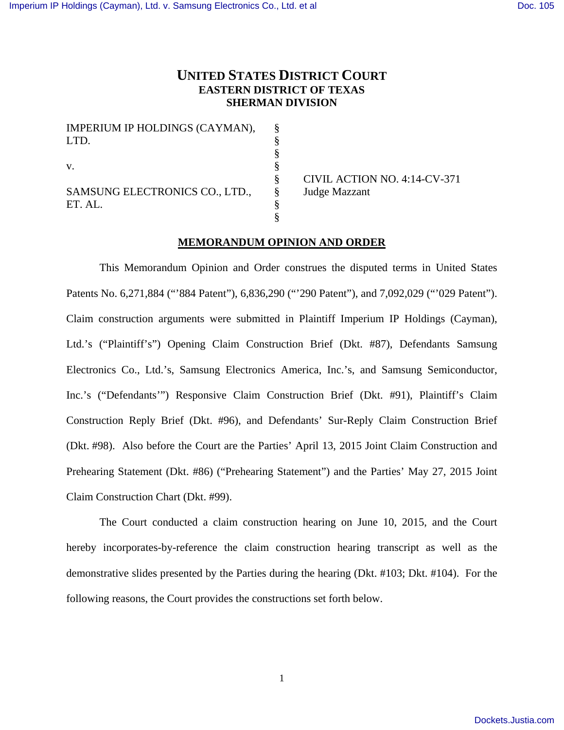# UNITED STATES DISTRICT COURT
## EASTERN DISTRICT OF TEXAS
## SHERMAN DIVISION

| | | |
|---|---|---|
| IMPERIUM IP HOLDINGS (CAYMAN), LTD. | § | |
| | § | |
| v. | § | |
| | § | CIVIL ACTION NO. 4:14-CV-371 |
| SAMSUNG ELECTRONICS CO., LTD., ET. AL. | § | Judge Mazzant |
| | § | |

**MEMORANDUM OPINION AND ORDER**

This Memorandum Opinion and Order construes the disputed terms in United States Patents No. 6,271,884 ("'884 Patent"), 6,836,290 ("'290 Patent"), and 7,092,029 ("'029 Patent"). Claim construction arguments were submitted in Plaintiff Imperium IP Holdings (Cayman), Ltd.'s ("Plaintiff's") Opening Claim Construction Brief (Dkt. #87), Defendants Samsung Electronics Co., Ltd.'s, Samsung Electronics America, Inc.'s, and Samsung Semiconductor, Inc.'s ("Defendants'") Responsive Claim Construction Brief (Dkt. #91), Plaintiff's Claim Construction Reply Brief (Dkt. #96), and Defendants' Sur-Reply Claim Construction Brief (Dkt. #98). Also before the Court are the Parties' April 13, 2015 Joint Claim Construction and Prehearing Statement (Dkt. #86) ("Prehearing Statement") and the Parties' May 27, 2015 Joint Claim Construction Chart (Dkt. #99).

The Court conducted a claim construction hearing on June 10, 2015, and the Court hereby incorporates-by-reference the claim construction hearing transcript as well as the demonstrative slides presented by the Parties during the hearing (Dkt. #103; Dkt. #104). For the following reasons, the Court provides the constructions set forth below.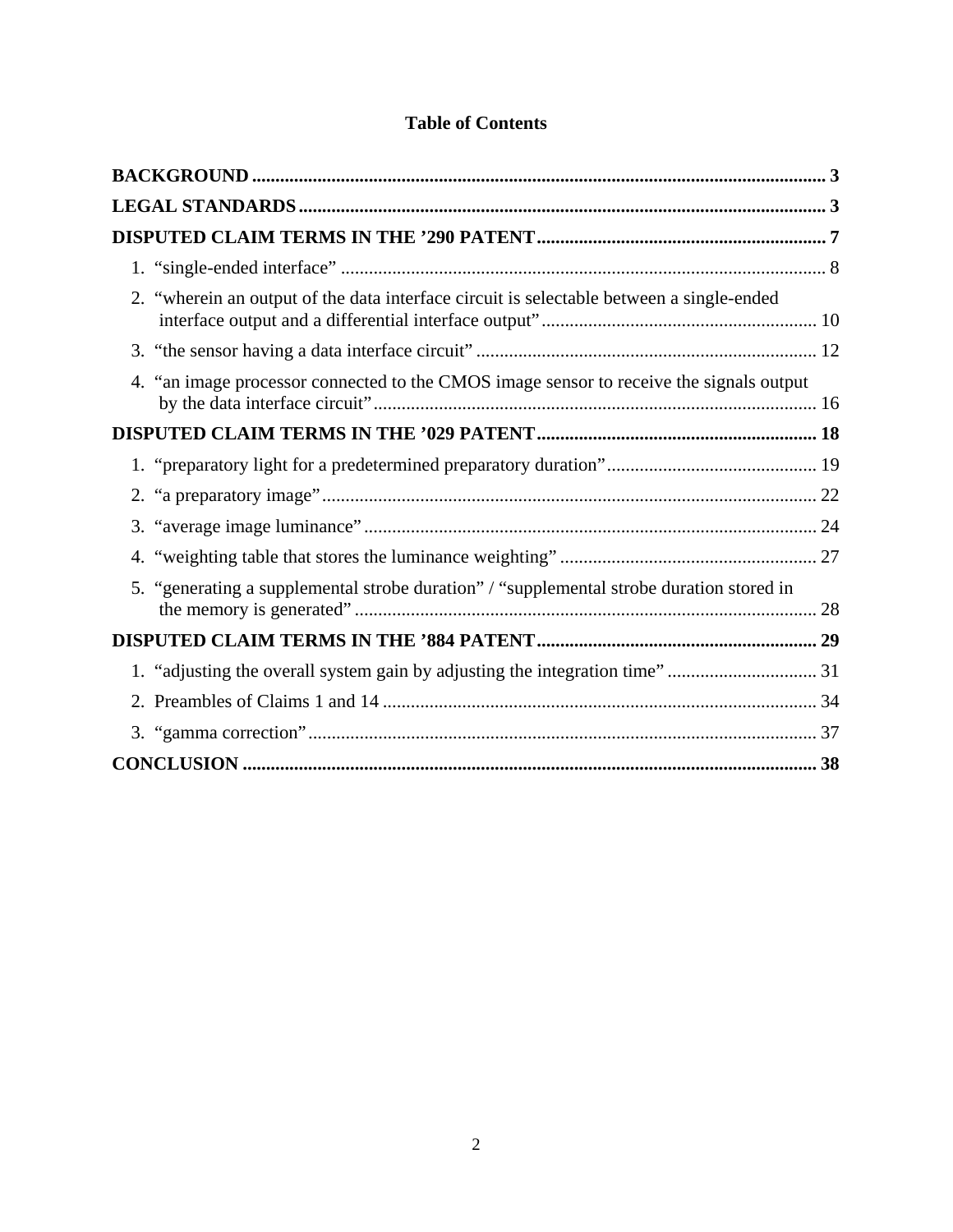## Table of Contents

**BACKGROUND** .......................................................................................................................... **3**

**LEGAL STANDARDS** ................................................................................................................ **3**

**DISPUTED CLAIM TERMS IN THE ’290 PATENT** .............................................................. **7**

1. “single-ended interface” ........................................................................................................ 8
2. “wherein an output of the data interface circuit is selectable between a single-ended interface output and a differential interface output” ........................................................... 10
3. “the sensor having a data interface circuit” ......................................................................... 12
4. “an image processor connected to the CMOS image sensor to receive the signals output by the data interface circuit” ............................................................................................... 16

**DISPUTED CLAIM TERMS IN THE ’029 PATENT** ............................................................ **18**

1. “preparatory light for a predetermined preparatory duration” ............................................. 19
2. “a preparatory image” .......................................................................................................... 22
3. “average image luminance” ................................................................................................. 24
4. “weighting table that stores the luminance weighting” ....................................................... 27
5. “generating a supplemental strobe duration” / “supplemental strobe duration stored in the memory is generated” ................................................................................................... 28

**DISPUTED CLAIM TERMS IN THE ’884 PATENT** ............................................................ **29**

1. “adjusting the overall system gain by adjusting the integration time” ................................ 31
2. Preambles of Claims 1 and 14 ............................................................................................. 34
3. “gamma correction” ............................................................................................................. 37

**CONCLUSION** ........................................................................................................................... **38**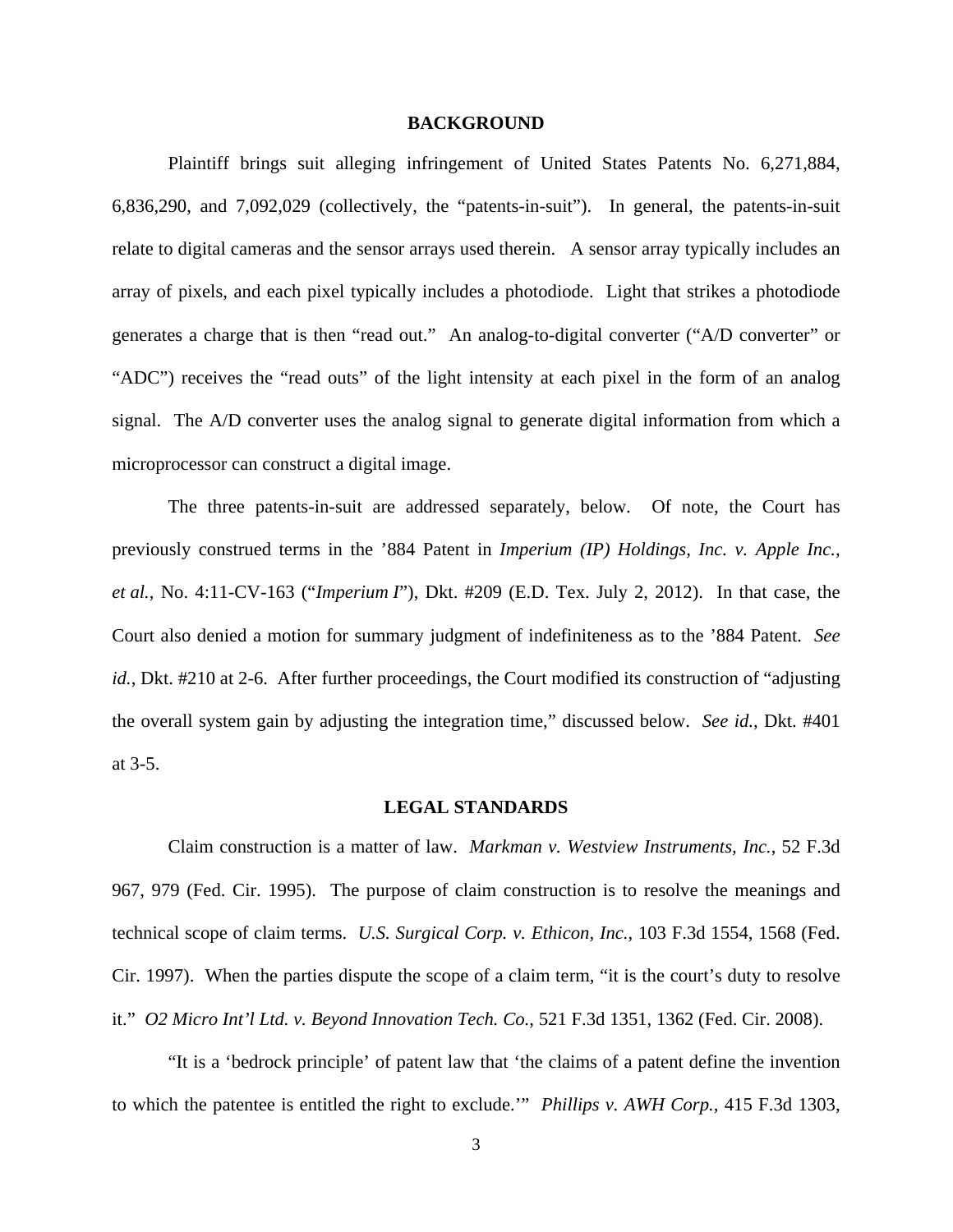## BACKGROUND

Plaintiff brings suit alleging infringement of United States Patents No. 6,271,884, 6,836,290, and 7,092,029 (collectively, the "patents-in-suit"). In general, the patents-in-suit relate to digital cameras and the sensor arrays used therein. A sensor array typically includes an array of pixels, and each pixel typically includes a photodiode. Light that strikes a photodiode generates a charge that is then "read out." An analog-to-digital converter ("A/D converter" or "ADC") receives the "read outs" of the light intensity at each pixel in the form of an analog signal. The A/D converter uses the analog signal to generate digital information from which a microprocessor can construct a digital image.

The three patents-in-suit are addressed separately, below. Of note, the Court has previously construed terms in the '884 Patent in *Imperium (IP) Holdings, Inc. v. Apple Inc., et al.*, No. 4:11-CV-163 ("*Imperium I*"), Dkt. #209 (E.D. Tex. July 2, 2012). In that case, the Court also denied a motion for summary judgment of indefiniteness as to the '884 Patent. *See id.*, Dkt. #210 at 2-6. After further proceedings, the Court modified its construction of "adjusting the overall system gain by adjusting the integration time," discussed below. *See id.*, Dkt. #401 at 3-5.

## LEGAL STANDARDS

Claim construction is a matter of law. *Markman v. Westview Instruments, Inc.*, 52 F.3d 967, 979 (Fed. Cir. 1995). The purpose of claim construction is to resolve the meanings and technical scope of claim terms. *U.S. Surgical Corp. v. Ethicon, Inc.*, 103 F.3d 1554, 1568 (Fed. Cir. 1997). When the parties dispute the scope of a claim term, "it is the court's duty to resolve it." *O2 Micro Int'l Ltd. v. Beyond Innovation Tech. Co.*, 521 F.3d 1351, 1362 (Fed. Cir. 2008).

"It is a 'bedrock principle' of patent law that 'the claims of a patent define the invention to which the patentee is entitled the right to exclude.'" *Phillips v. AWH Corp.*, 415 F.3d 1303,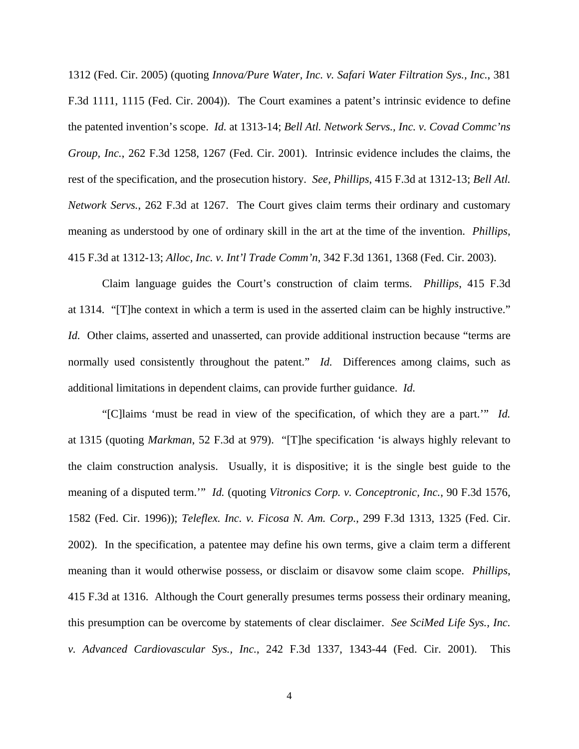1312 (Fed. Cir. 2005) (quoting *Innova/Pure Water, Inc. v. Safari Water Filtration Sys., Inc.*, 381 F.3d 1111, 1115 (Fed. Cir. 2004)). The Court examines a patent's intrinsic evidence to define the patented invention's scope. *Id.* at 1313-14; *Bell Atl. Network Servs., Inc. v. Covad Commc'ns Group, Inc.*, 262 F.3d 1258, 1267 (Fed. Cir. 2001). Intrinsic evidence includes the claims, the rest of the specification, and the prosecution history. *See, Phillips*, 415 F.3d at 1312-13; *Bell Atl. Network Servs.*, 262 F.3d at 1267. The Court gives claim terms their ordinary and customary meaning as understood by one of ordinary skill in the art at the time of the invention. *Phillips*, 415 F.3d at 1312-13; *Alloc, Inc. v. Int'l Trade Comm'n*, 342 F.3d 1361, 1368 (Fed. Cir. 2003).

Claim language guides the Court's construction of claim terms. *Phillips*, 415 F.3d at 1314. "[T]he context in which a term is used in the asserted claim can be highly instructive." *Id.* Other claims, asserted and unasserted, can provide additional instruction because "terms are normally used consistently throughout the patent." *Id.* Differences among claims, such as additional limitations in dependent claims, can provide further guidance. *Id.*

"[C]laims 'must be read in view of the specification, of which they are a part.'" *Id.* at 1315 (quoting *Markman*, 52 F.3d at 979). "[T]he specification 'is always highly relevant to the claim construction analysis. Usually, it is dispositive; it is the single best guide to the meaning of a disputed term.'" *Id.* (quoting *Vitronics Corp. v. Conceptronic, Inc.*, 90 F.3d 1576, 1582 (Fed. Cir. 1996)); *Teleflex. Inc. v. Ficosa N. Am. Corp.*, 299 F.3d 1313, 1325 (Fed. Cir. 2002). In the specification, a patentee may define his own terms, give a claim term a different meaning than it would otherwise possess, or disclaim or disavow some claim scope. *Phillips*, 415 F.3d at 1316. Although the Court generally presumes terms possess their ordinary meaning, this presumption can be overcome by statements of clear disclaimer. *See SciMed Life Sys., Inc. v. Advanced Cardiovascular Sys., Inc.*, 242 F.3d 1337, 1343-44 (Fed. Cir. 2001). This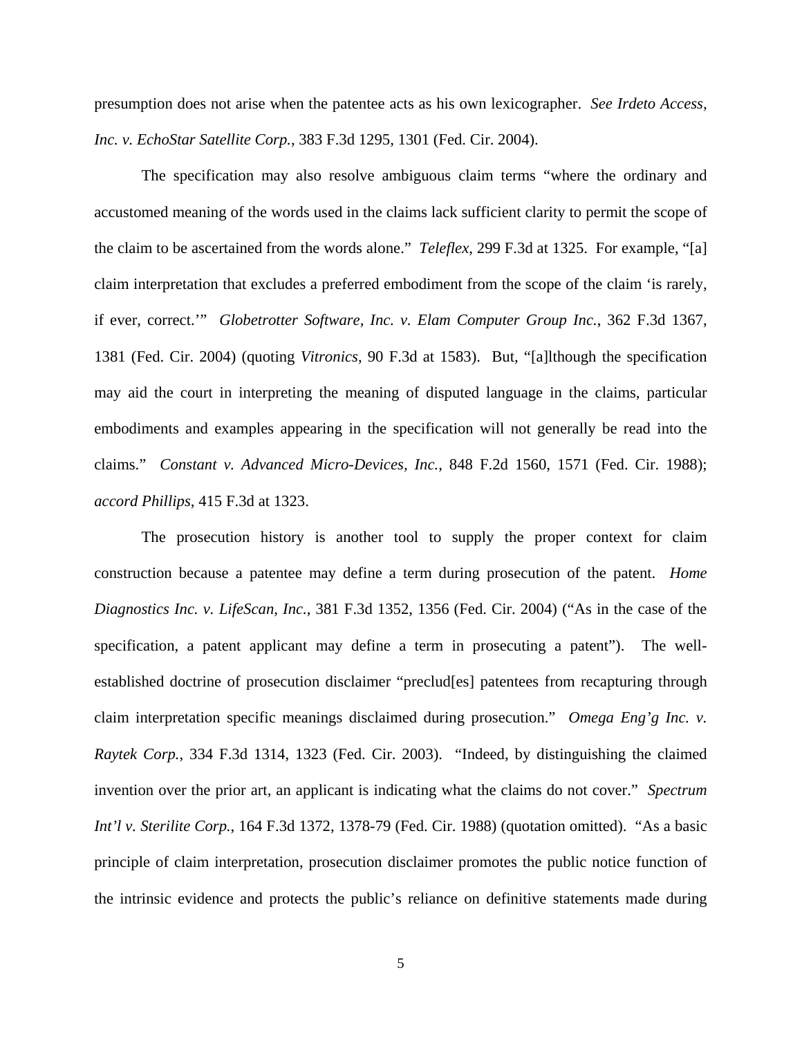presumption does not arise when the patentee acts as his own lexicographer. *See Irdeto Access, Inc. v. EchoStar Satellite Corp.*, 383 F.3d 1295, 1301 (Fed. Cir. 2004).

The specification may also resolve ambiguous claim terms "where the ordinary and accustomed meaning of the words used in the claims lack sufficient clarity to permit the scope of the claim to be ascertained from the words alone." *Teleflex*, 299 F.3d at 1325. For example, "[a] claim interpretation that excludes a preferred embodiment from the scope of the claim 'is rarely, if ever, correct.'" *Globetrotter Software, Inc. v. Elam Computer Group Inc.*, 362 F.3d 1367, 1381 (Fed. Cir. 2004) (quoting *Vitronics*, 90 F.3d at 1583). But, "[a]lthough the specification may aid the court in interpreting the meaning of disputed language in the claims, particular embodiments and examples appearing in the specification will not generally be read into the claims." *Constant v. Advanced Micro-Devices, Inc.*, 848 F.2d 1560, 1571 (Fed. Cir. 1988); *accord Phillips*, 415 F.3d at 1323.

The prosecution history is another tool to supply the proper context for claim construction because a patentee may define a term during prosecution of the patent. *Home Diagnostics Inc. v. LifeScan, Inc.*, 381 F.3d 1352, 1356 (Fed. Cir. 2004) ("As in the case of the specification, a patent applicant may define a term in prosecuting a patent"). The well-established doctrine of prosecution disclaimer "preclud[es] patentees from recapturing through claim interpretation specific meanings disclaimed during prosecution." *Omega Eng'g Inc. v. Raytek Corp.*, 334 F.3d 1314, 1323 (Fed. Cir. 2003). "Indeed, by distinguishing the claimed invention over the prior art, an applicant is indicating what the claims do not cover." *Spectrum Int'l v. Sterilite Corp.*, 164 F.3d 1372, 1378-79 (Fed. Cir. 1988) (quotation omitted). "As a basic principle of claim interpretation, prosecution disclaimer promotes the public notice function of the intrinsic evidence and protects the public's reliance on definitive statements made during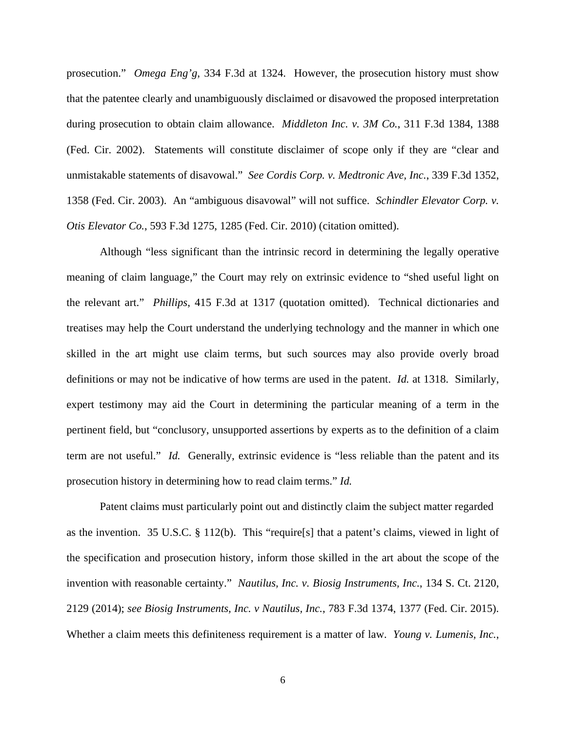prosecution." *Omega Eng'g*, 334 F.3d at 1324. However, the prosecution history must show that the patentee clearly and unambiguously disclaimed or disavowed the proposed interpretation during prosecution to obtain claim allowance. *Middleton Inc. v. 3M Co.*, 311 F.3d 1384, 1388 (Fed. Cir. 2002). Statements will constitute disclaimer of scope only if they are "clear and unmistakable statements of disavowal." *See Cordis Corp. v. Medtronic Ave, Inc.*, 339 F.3d 1352, 1358 (Fed. Cir. 2003). An "ambiguous disavowal" will not suffice. *Schindler Elevator Corp. v. Otis Elevator Co.*, 593 F.3d 1275, 1285 (Fed. Cir. 2010) (citation omitted).

Although "less significant than the intrinsic record in determining the legally operative meaning of claim language," the Court may rely on extrinsic evidence to "shed useful light on the relevant art." *Phillips*, 415 F.3d at 1317 (quotation omitted). Technical dictionaries and treatises may help the Court understand the underlying technology and the manner in which one skilled in the art might use claim terms, but such sources may also provide overly broad definitions or may not be indicative of how terms are used in the patent. *Id.* at 1318. Similarly, expert testimony may aid the Court in determining the particular meaning of a term in the pertinent field, but "conclusory, unsupported assertions by experts as to the definition of a claim term are not useful." *Id.* Generally, extrinsic evidence is "less reliable than the patent and its prosecution history in determining how to read claim terms." *Id.*

Patent claims must particularly point out and distinctly claim the subject matter regarded as the invention. 35 U.S.C. § 112(b). This "require[s] that a patent's claims, viewed in light of the specification and prosecution history, inform those skilled in the art about the scope of the invention with reasonable certainty." *Nautilus, Inc. v. Biosig Instruments, Inc.*, 134 S. Ct. 2120, 2129 (2014); *see Biosig Instruments, Inc. v Nautilus, Inc.*, 783 F.3d 1374, 1377 (Fed. Cir. 2015). Whether a claim meets this definiteness requirement is a matter of law. *Young v. Lumenis, Inc.*,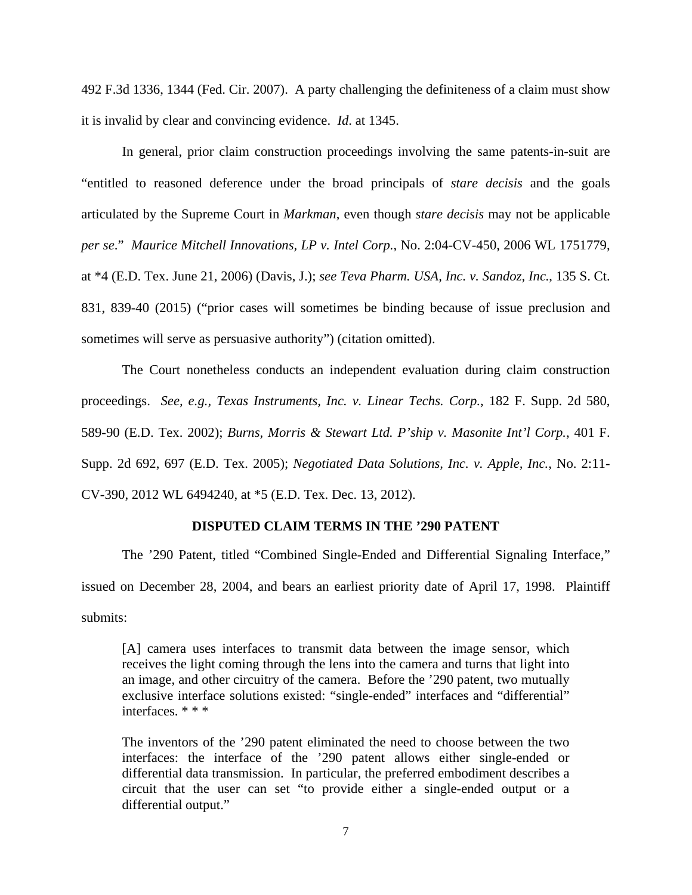492 F.3d 1336, 1344 (Fed. Cir. 2007). A party challenging the definiteness of a claim must show it is invalid by clear and convincing evidence. *Id*. at 1345.

In general, prior claim construction proceedings involving the same patents-in-suit are "entitled to reasoned deference under the broad principals of *stare decisis* and the goals articulated by the Supreme Court in *Markman*, even though *stare decisis* may not be applicable *per se*." *Maurice Mitchell Innovations, LP v. Intel Corp.*, No. 2:04-CV-450, 2006 WL 1751779, at *4 (E.D. Tex. June 21, 2006) (Davis, J.); *see Teva Pharm. USA, Inc. v. Sandoz, Inc.*, 135 S. Ct. 831, 839-40 (2015) ("prior cases will sometimes be binding because of issue preclusion and sometimes will serve as persuasive authority") (citation omitted).

The Court nonetheless conducts an independent evaluation during claim construction proceedings. *See, e.g.*, *Texas Instruments, Inc. v. Linear Techs. Corp.*, 182 F. Supp. 2d 580, 589-90 (E.D. Tex. 2002); *Burns, Morris & Stewart Ltd. P'ship v. Masonite Int'l Corp.*, 401 F. Supp. 2d 692, 697 (E.D. Tex. 2005); *Negotiated Data Solutions, Inc. v. Apple, Inc.*, No. 2:11-CV-390, 2012 WL 6494240, at *5 (E.D. Tex. Dec. 13, 2012).

## DISPUTED CLAIM TERMS IN THE '290 PATENT

The '290 Patent, titled "Combined Single-Ended and Differential Signaling Interface," issued on December 28, 2004, and bears an earliest priority date of April 17, 1998. Plaintiff submits:

> [A] camera uses interfaces to transmit data between the image sensor, which receives the light coming through the lens into the camera and turns that light into an image, and other circuitry of the camera. Before the '290 patent, two mutually exclusive interface solutions existed: "single-ended" interfaces and "differential" interfaces. * * *
>
> The inventors of the '290 patent eliminated the need to choose between the two interfaces: the interface of the '290 patent allows either single-ended or differential data transmission. In particular, the preferred embodiment describes a circuit that the user can set "to provide either a single-ended output or a differential output."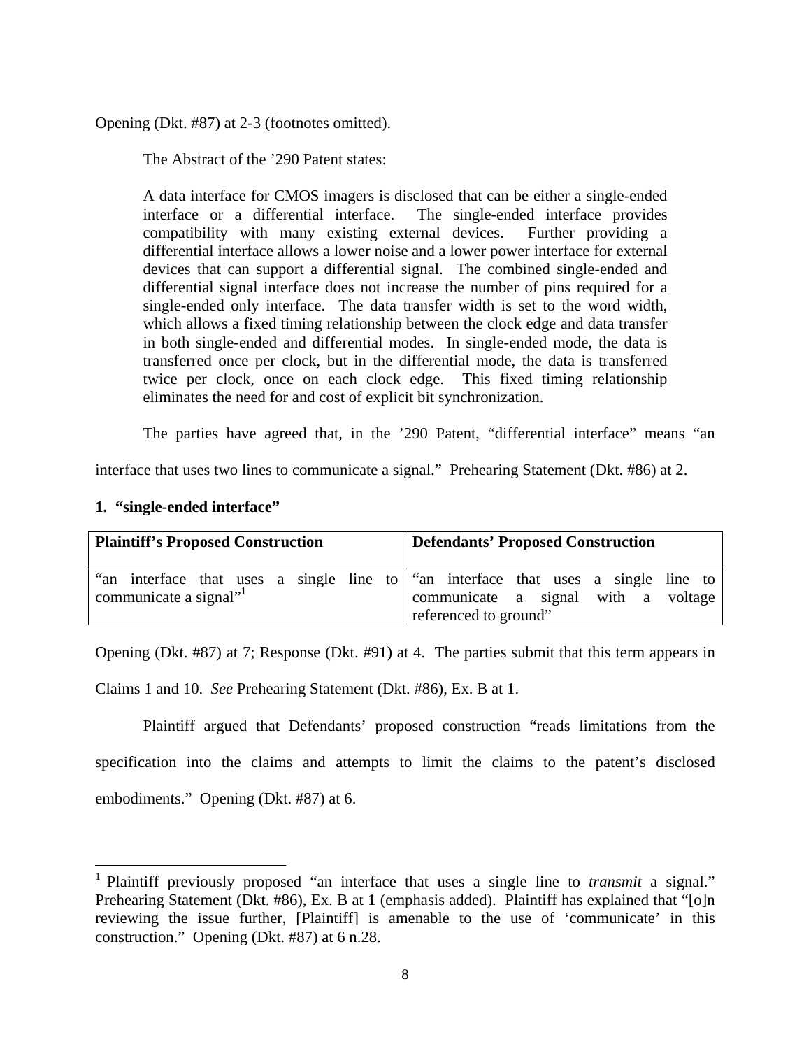Opening (Dkt. #87) at 2-3 (footnotes omitted).

The Abstract of the '290 Patent states:

> A data interface for CMOS imagers is disclosed that can be either a single-ended interface or a differential interface. The single-ended interface provides compatibility with many existing external devices. Further providing a differential interface allows a lower noise and a lower power interface for external devices that can support a differential signal. The combined single-ended and differential signal interface does not increase the number of pins required for a single-ended only interface. The data transfer width is set to the word width, which allows a fixed timing relationship between the clock edge and data transfer in both single-ended and differential modes. In single-ended mode, the data is transferred once per clock, but in the differential mode, the data is transferred twice per clock, once on each clock edge. This fixed timing relationship eliminates the need for and cost of explicit bit synchronization.

The parties have agreed that, in the '290 Patent, "differential interface" means "an interface that uses two lines to communicate a signal." Prehearing Statement (Dkt. #86) at 2.

**1. "single-ended interface"**

| **Plaintiff's Proposed Construction** | **Defendants' Proposed Construction** |
|---|---|
| "an interface that uses a single line to communicate a signal"[1] | "an interface that uses a single line to communicate a signal with a voltage referenced to ground" |

Opening (Dkt. #87) at 7; Response (Dkt. #91) at 4. The parties submit that this term appears in Claims 1 and 10. *See* Prehearing Statement (Dkt. #86), Ex. B at 1.

Plaintiff argued that Defendants' proposed construction "reads limitations from the specification into the claims and attempts to limit the claims to the patent's disclosed embodiments." Opening (Dkt. #87) at 6.

---

[1] Plaintiff previously proposed "an interface that uses a single line to *transmit* a signal." Prehearing Statement (Dkt. #86), Ex. B at 1 (emphasis added). Plaintiff has explained that "[o]n reviewing the issue further, [Plaintiff] is amenable to the use of 'communicate' in this construction." Opening (Dkt. #87) at 6 n.28.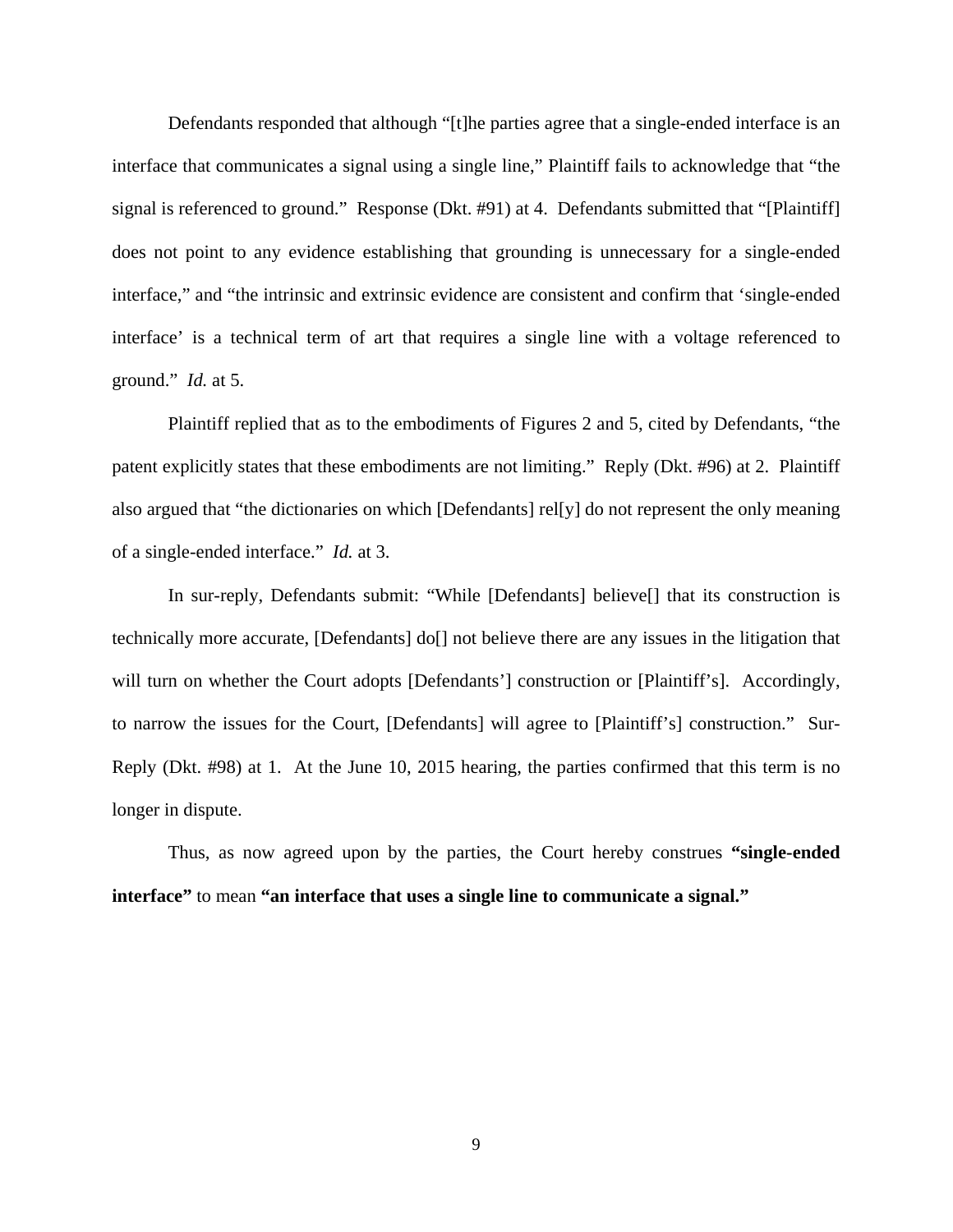Defendants responded that although "[t]he parties agree that a single-ended interface is an interface that communicates a signal using a single line," Plaintiff fails to acknowledge that "the signal is referenced to ground." Response (Dkt. #91) at 4. Defendants submitted that "[Plaintiff] does not point to any evidence establishing that grounding is unnecessary for a single-ended interface," and "the intrinsic and extrinsic evidence are consistent and confirm that 'single-ended interface' is a technical term of art that requires a single line with a voltage referenced to ground." *Id.* at 5.

Plaintiff replied that as to the embodiments of Figures 2 and 5, cited by Defendants, "the patent explicitly states that these embodiments are not limiting." Reply (Dkt. #96) at 2. Plaintiff also argued that "the dictionaries on which [Defendants] rel[y] do not represent the only meaning of a single-ended interface." *Id.* at 3.

In sur-reply, Defendants submit: "While [Defendants] believe[] that its construction is technically more accurate, [Defendants] do[] not believe there are any issues in the litigation that will turn on whether the Court adopts [Defendants'] construction or [Plaintiff's]. Accordingly, to narrow the issues for the Court, [Defendants] will agree to [Plaintiff's] construction." Sur-Reply (Dkt. #98) at 1. At the June 10, 2015 hearing, the parties confirmed that this term is no longer in dispute.

Thus, as now agreed upon by the parties, the Court hereby construes **"single-ended interface"** to mean **"an interface that uses a single line to communicate a signal."**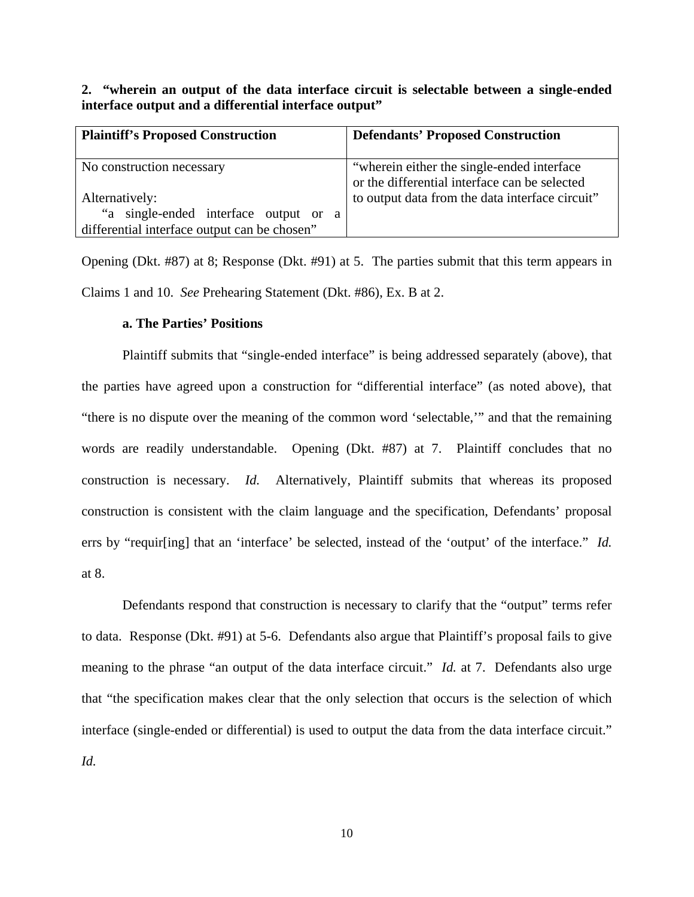**2. "wherein an output of the data interface circuit is selectable between a single-ended interface output and a differential interface output"**

| **Plaintiff's Proposed Construction** | **Defendants' Proposed Construction** |
|---|---|
| No construction necessary<br><br>Alternatively:<br>"a single-ended interface output or a differential interface output can be chosen" | "wherein either the single-ended interface or the differential interface can be selected to output data from the data interface circuit" |

Opening (Dkt. #87) at 8; Response (Dkt. #91) at 5. The parties submit that this term appears in Claims 1 and 10. *See* Prehearing Statement (Dkt. #86), Ex. B at 2.

**a. The Parties' Positions**

Plaintiff submits that "single-ended interface" is being addressed separately (above), that the parties have agreed upon a construction for "differential interface" (as noted above), that "there is no dispute over the meaning of the common word 'selectable,'" and that the remaining words are readily understandable. Opening (Dkt. #87) at 7. Plaintiff concludes that no construction is necessary. *Id.* Alternatively, Plaintiff submits that whereas its proposed construction is consistent with the claim language and the specification, Defendants' proposal errs by "requir[ing] that an 'interface' be selected, instead of the 'output' of the interface." *Id.* at 8.

Defendants respond that construction is necessary to clarify that the "output" terms refer to data. Response (Dkt. #91) at 5-6. Defendants also argue that Plaintiff's proposal fails to give meaning to the phrase "an output of the data interface circuit." *Id.* at 7. Defendants also urge that "the specification makes clear that the only selection that occurs is the selection of which interface (single-ended or differential) is used to output the data from the data interface circuit." *Id.*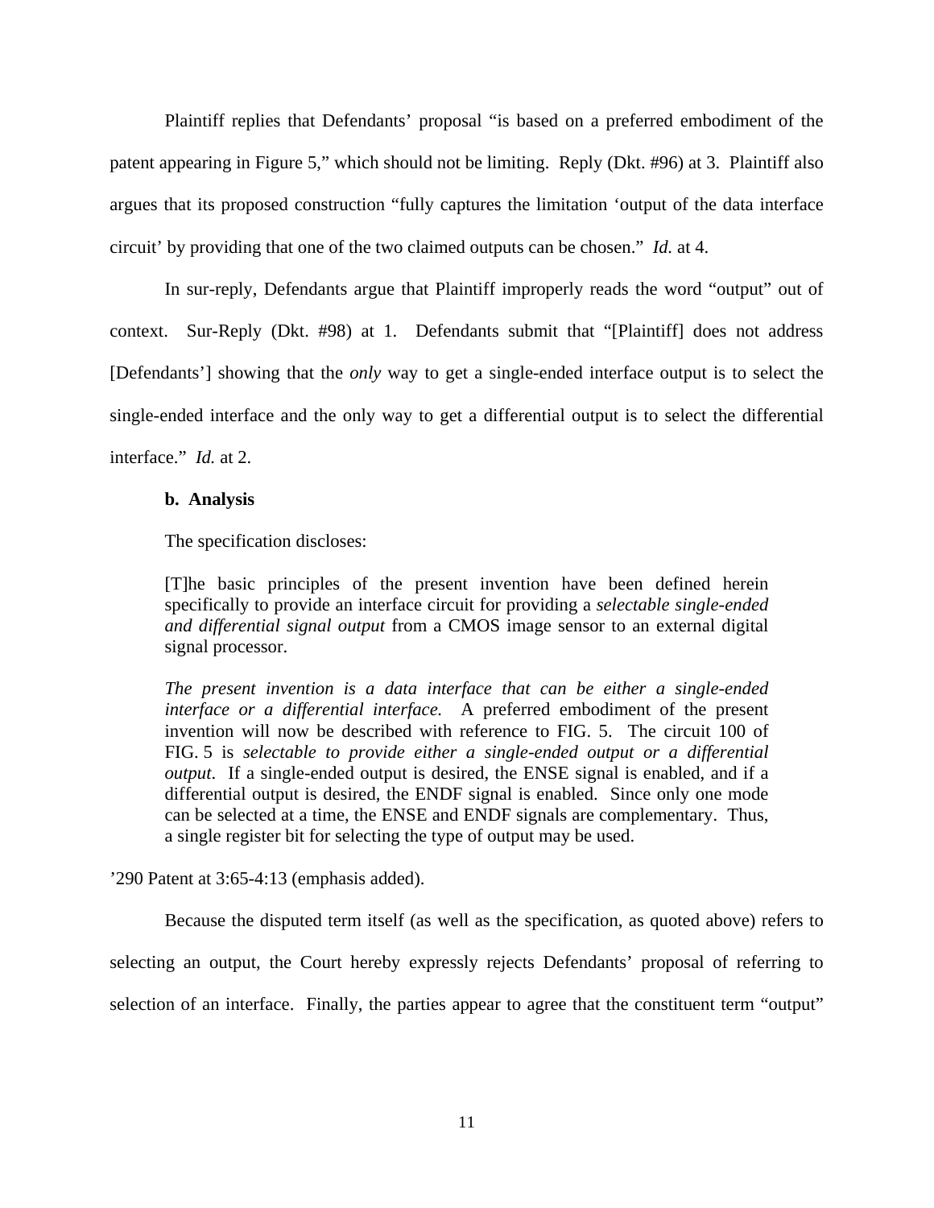Plaintiff replies that Defendants' proposal "is based on a preferred embodiment of the patent appearing in Figure 5," which should not be limiting. Reply (Dkt. #96) at 3. Plaintiff also argues that its proposed construction "fully captures the limitation 'output of the data interface circuit' by providing that one of the two claimed outputs can be chosen." *Id.* at 4.

In sur-reply, Defendants argue that Plaintiff improperly reads the word "output" out of context. Sur-Reply (Dkt. #98) at 1. Defendants submit that "[Plaintiff] does not address [Defendants'] showing that the *only* way to get a single-ended interface output is to select the single-ended interface and the only way to get a differential output is to select the differential interface." *Id.* at 2.

**b. Analysis**

The specification discloses:

> [T]he basic principles of the present invention have been defined herein specifically to provide an interface circuit for providing a *selectable single-ended and differential signal output* from a CMOS image sensor to an external digital signal processor.
>
> *The present invention is a data interface that can be either a single-ended interface or a differential interface.* A preferred embodiment of the present invention will now be described with reference to FIG. 5. The circuit 100 of FIG. 5 is *selectable to provide either a single-ended output or a differential output*. If a single-ended output is desired, the ENSE signal is enabled, and if a differential output is desired, the ENDF signal is enabled. Since only one mode can be selected at a time, the ENSE and ENDF signals are complementary. Thus, a single register bit for selecting the type of output may be used.

'290 Patent at 3:65-4:13 (emphasis added).

Because the disputed term itself (as well as the specification, as quoted above) refers to selecting an output, the Court hereby expressly rejects Defendants' proposal of referring to selection of an interface. Finally, the parties appear to agree that the constituent term "output"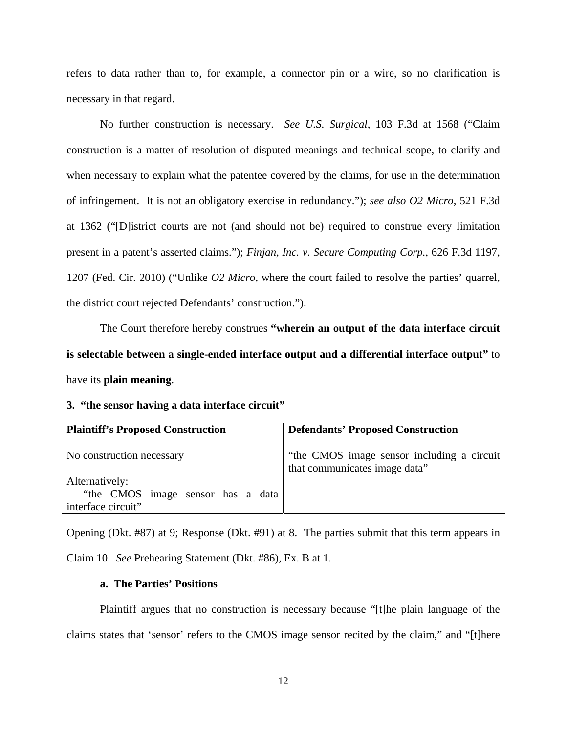refers to data rather than to, for example, a connector pin or a wire, so no clarification is necessary in that regard.

No further construction is necessary. *See U.S. Surgical*, 103 F.3d at 1568 ("Claim construction is a matter of resolution of disputed meanings and technical scope, to clarify and when necessary to explain what the patentee covered by the claims, for use in the determination of infringement. It is not an obligatory exercise in redundancy."); *see also O2 Micro*, 521 F.3d at 1362 ("[D]istrict courts are not (and should not be) required to construe every limitation present in a patent's asserted claims."); *Finjan, Inc. v. Secure Computing Corp.*, 626 F.3d 1197, 1207 (Fed. Cir. 2010) ("Unlike *O2 Micro*, where the court failed to resolve the parties' quarrel, the district court rejected Defendants' construction.").

The Court therefore hereby construes **"wherein an output of the data interface circuit is selectable between a single-ended interface output and a differential interface output"** to have its **plain meaning**.

**3. "the sensor having a data interface circuit"**

| **Plaintiff's Proposed Construction** | **Defendants' Proposed Construction** |
|---|---|
| No construction necessary<br><br>Alternatively:<br>"the CMOS image sensor has a data interface circuit" | "the CMOS image sensor including a circuit that communicates image data" |

Opening (Dkt. #87) at 9; Response (Dkt. #91) at 8. The parties submit that this term appears in Claim 10. *See* Prehearing Statement (Dkt. #86), Ex. B at 1.

**a. The Parties' Positions**

Plaintiff argues that no construction is necessary because "[t]he plain language of the claims states that 'sensor' refers to the CMOS image sensor recited by the claim," and "[t]here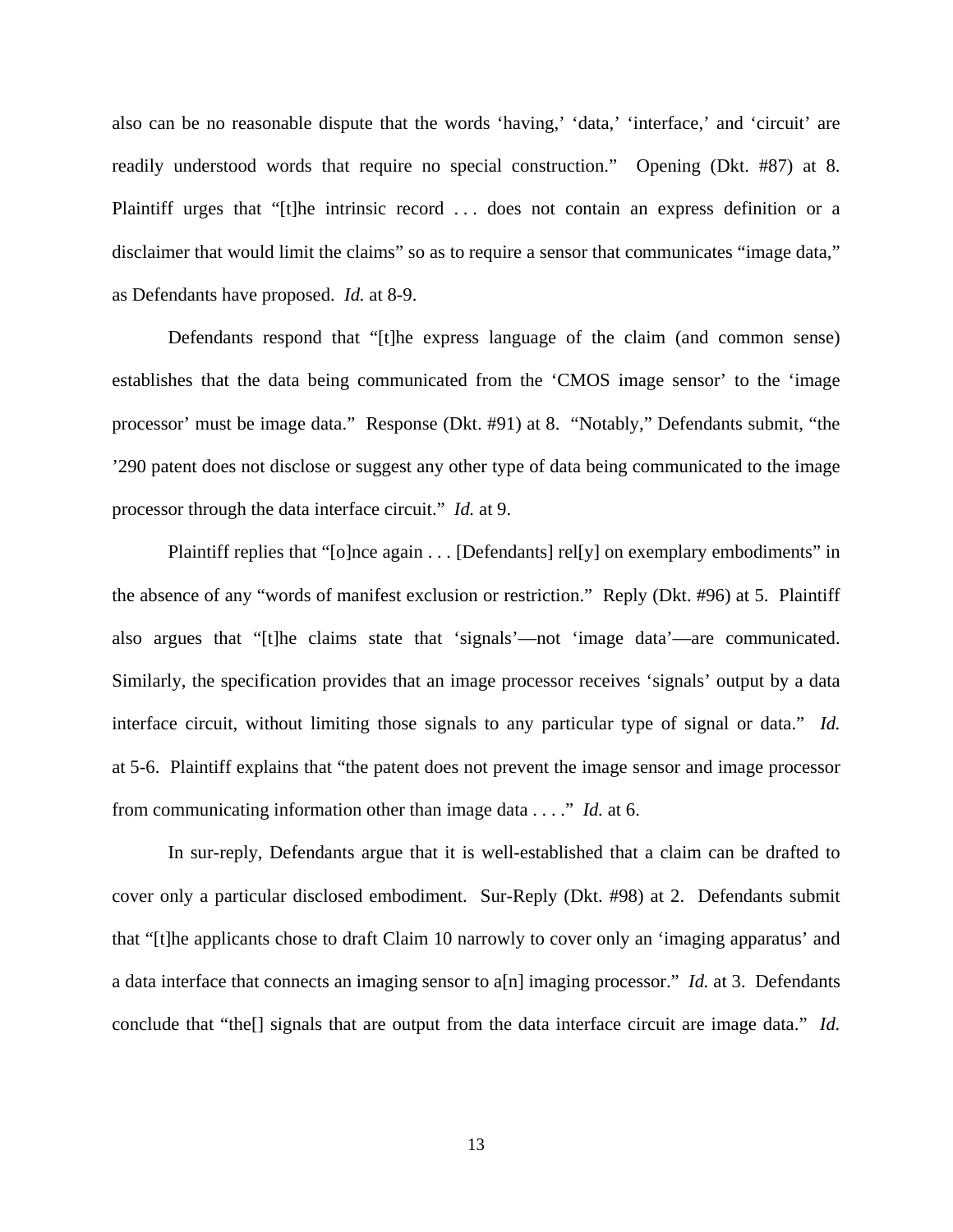also can be no reasonable dispute that the words 'having,' 'data,' 'interface,' and 'circuit' are readily understood words that require no special construction." Opening (Dkt. #87) at 8. Plaintiff urges that "[t]he intrinsic record . . . does not contain an express definition or a disclaimer that would limit the claims" so as to require a sensor that communicates "image data," as Defendants have proposed. *Id.* at 8-9.

Defendants respond that "[t]he express language of the claim (and common sense) establishes that the data being communicated from the 'CMOS image sensor' to the 'image processor' must be image data." Response (Dkt. #91) at 8. "Notably," Defendants submit, "the '290 patent does not disclose or suggest any other type of data being communicated to the image processor through the data interface circuit." *Id.* at 9.

Plaintiff replies that "[o]nce again . . . [Defendants] rel[y] on exemplary embodiments" in the absence of any "words of manifest exclusion or restriction." Reply (Dkt. #96) at 5. Plaintiff also argues that "[t]he claims state that 'signals'—not 'image data'—are communicated. Similarly, the specification provides that an image processor receives 'signals' output by a data interface circuit, without limiting those signals to any particular type of signal or data." *Id.* at 5-6. Plaintiff explains that "the patent does not prevent the image sensor and image processor from communicating information other than image data . . . ." *Id.* at 6.

In sur-reply, Defendants argue that it is well-established that a claim can be drafted to cover only a particular disclosed embodiment. Sur-Reply (Dkt. #98) at 2. Defendants submit that "[t]he applicants chose to draft Claim 10 narrowly to cover only an 'imaging apparatus' and a data interface that connects an imaging sensor to a[n] imaging processor." *Id.* at 3. Defendants conclude that "the[] signals that are output from the data interface circuit are image data." *Id.*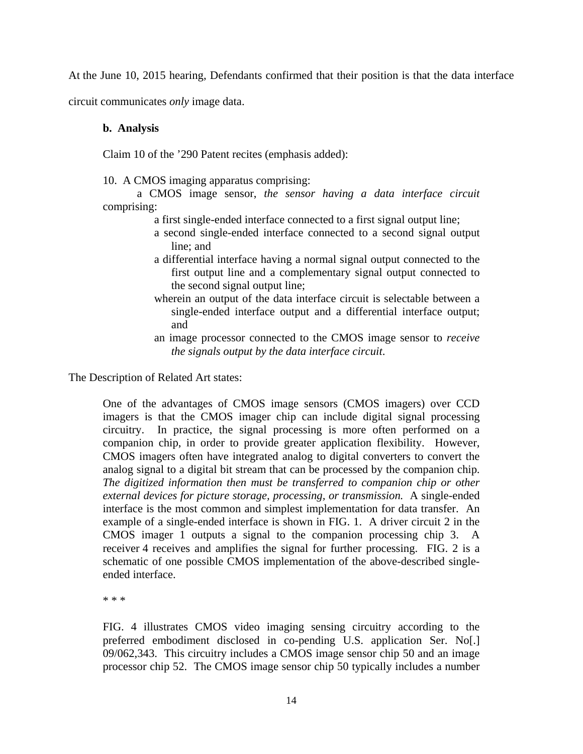At the June 10, 2015 hearing, Defendants confirmed that their position is that the data interface circuit communicates *only* image data.

**b. Analysis**

Claim 10 of the ’290 Patent recites (emphasis added):

> 10. A CMOS imaging apparatus comprising:
>
> a CMOS image sensor, *the sensor having a data interface circuit* comprising:
>
> a first single-ended interface connected to a first signal output line;
>
> a second single-ended interface connected to a second signal output line; and
>
> a differential interface having a normal signal output connected to the first output line and a complementary signal output connected to the second signal output line;
>
> wherein an output of the data interface circuit is selectable between a single-ended interface output and a differential interface output; and
>
> an image processor connected to the CMOS image sensor to *receive the signals output by the data interface circuit*.

The Description of Related Art states:

> One of the advantages of CMOS image sensors (CMOS imagers) over CCD imagers is that the CMOS imager chip can include digital signal processing circuitry. In practice, the signal processing is more often performed on a companion chip, in order to provide greater application flexibility. However, CMOS imagers often have integrated analog to digital converters to convert the analog signal to a digital bit stream that can be processed by the companion chip. *The digitized information then must be transferred to companion chip or other external devices for picture storage, processing, or transmission.* A single-ended interface is the most common and simplest implementation for data transfer. An example of a single-ended interface is shown in FIG. 1. A driver circuit 2 in the CMOS imager 1 outputs a signal to the companion processing chip 3. A receiver 4 receives and amplifies the signal for further processing. FIG. 2 is a schematic of one possible CMOS implementation of the above-described single-ended interface.
>
> * * *
>
> FIG. 4 illustrates CMOS video imaging sensing circuitry according to the preferred embodiment disclosed in co-pending U.S. application Ser. No[.] 09/062,343. This circuitry includes a CMOS image sensor chip 50 and an image processor chip 52. The CMOS image sensor chip 50 typically includes a number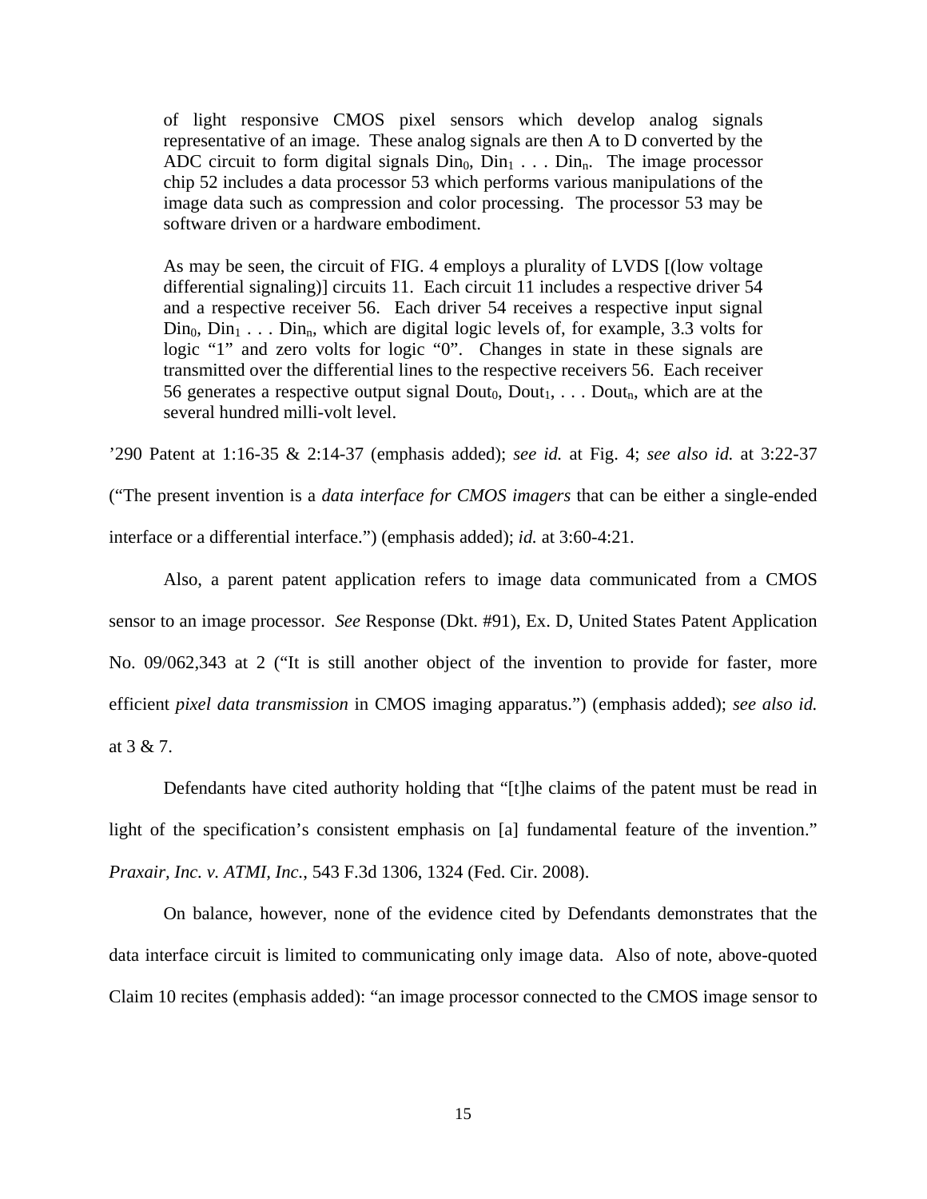> of light responsive CMOS pixel sensors which develop analog signals representative of an image. These analog signals are then A to D converted by the ADC circuit to form digital signals $Din_0$, $Din_1$ . . . $Din_n$. The image processor chip 52 includes a data processor 53 which performs various manipulations of the image data such as compression and color processing. The processor 53 may be software driven or a hardware embodiment.
>
> As may be seen, the circuit of FIG. 4 employs a plurality of LVDS [(low voltage differential signaling)] circuits 11. Each circuit 11 includes a respective driver 54 and a respective receiver 56. Each driver 54 receives a respective input signal $Din_0$, $Din_1$ . . . $Din_n$, which are digital logic levels of, for example, 3.3 volts for logic "1" and zero volts for logic "0". Changes in state in these signals are transmitted over the differential lines to the respective receivers 56. Each receiver 56 generates a respective output signal $Dout_0$, $Dout_1$, . . . $Dout_n$, which are at the several hundred milli-volt level.

'290 Patent at 1:16-35 & 2:14-37 (emphasis added); *see id.* at Fig. 4; *see also id.* at 3:22-37 ("The present invention is a *data interface for CMOS imagers* that can be either a single-ended interface or a differential interface.") (emphasis added); *id.* at 3:60-4:21.

Also, a parent patent application refers to image data communicated from a CMOS sensor to an image processor. *See* Response (Dkt. #91), Ex. D, United States Patent Application No. 09/062,343 at 2 ("It is still another object of the invention to provide for faster, more efficient *pixel data transmission* in CMOS imaging apparatus.") (emphasis added); *see also id.* at 3 & 7.

Defendants have cited authority holding that "[t]he claims of the patent must be read in light of the specification's consistent emphasis on [a] fundamental feature of the invention." *Praxair, Inc. v. ATMI, Inc.*, 543 F.3d 1306, 1324 (Fed. Cir. 2008).

On balance, however, none of the evidence cited by Defendants demonstrates that the data interface circuit is limited to communicating only image data. Also of note, above-quoted Claim 10 recites (emphasis added): "an image processor connected to the CMOS image sensor to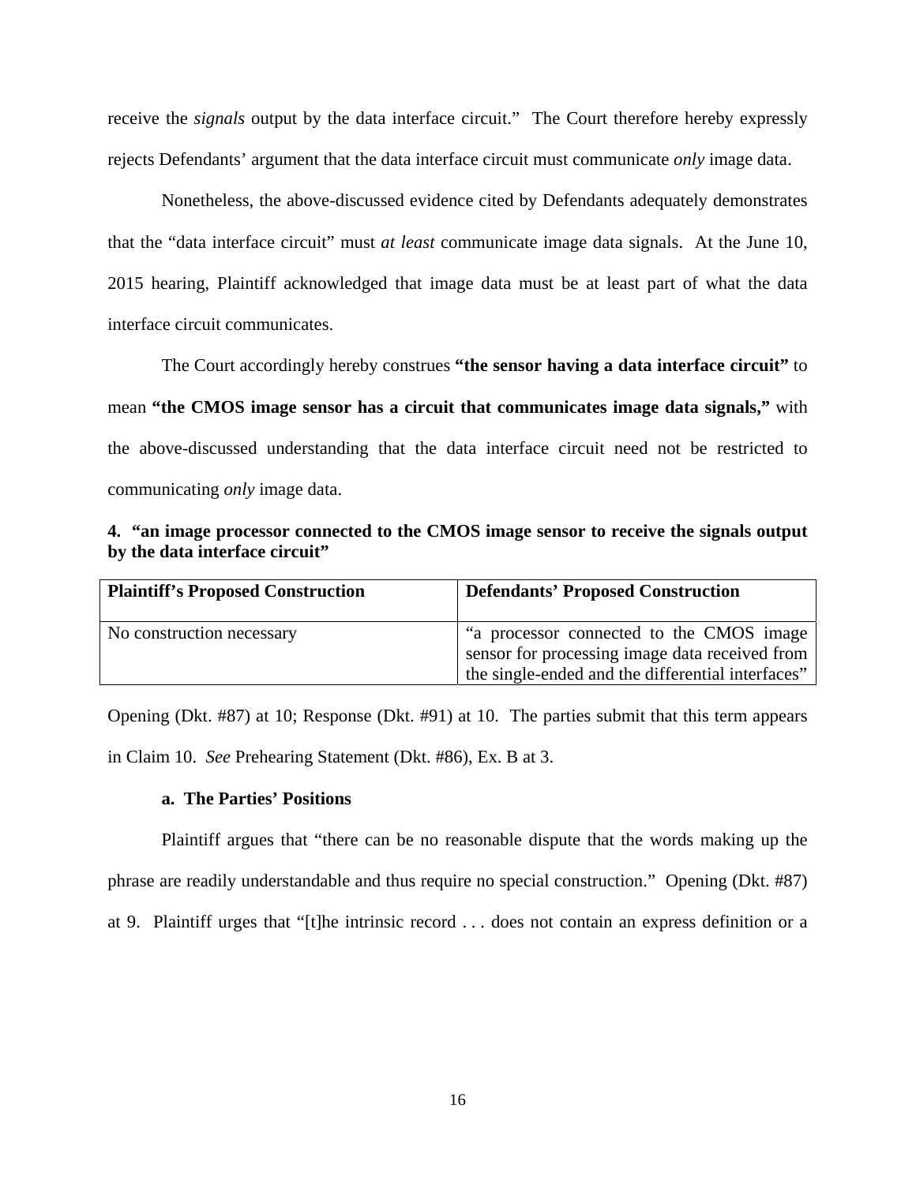receive the *signals* output by the data interface circuit." The Court therefore hereby expressly rejects Defendants' argument that the data interface circuit must communicate *only* image data.

Nonetheless, the above-discussed evidence cited by Defendants adequately demonstrates that the "data interface circuit" must *at least* communicate image data signals. At the June 10, 2015 hearing, Plaintiff acknowledged that image data must be at least part of what the data interface circuit communicates.

The Court accordingly hereby construes **"the sensor having a data interface circuit"** to mean **"the CMOS image sensor has a circuit that communicates image data signals,"** with the above-discussed understanding that the data interface circuit need not be restricted to communicating *only* image data.

**4. "an image processor connected to the CMOS image sensor to receive the signals output by the data interface circuit"**

| **Plaintiff's Proposed Construction** | **Defendants' Proposed Construction** |
|---|---|
| No construction necessary | "a processor connected to the CMOS image sensor for processing image data received from the single-ended and the differential interfaces" |

Opening (Dkt. #87) at 10; Response (Dkt. #91) at 10. The parties submit that this term appears in Claim 10. *See* Prehearing Statement (Dkt. #86), Ex. B at 3.

**a. The Parties' Positions**

Plaintiff argues that "there can be no reasonable dispute that the words making up the phrase are readily understandable and thus require no special construction." Opening (Dkt. #87) at 9. Plaintiff urges that "[t]he intrinsic record . . . does not contain an express definition or a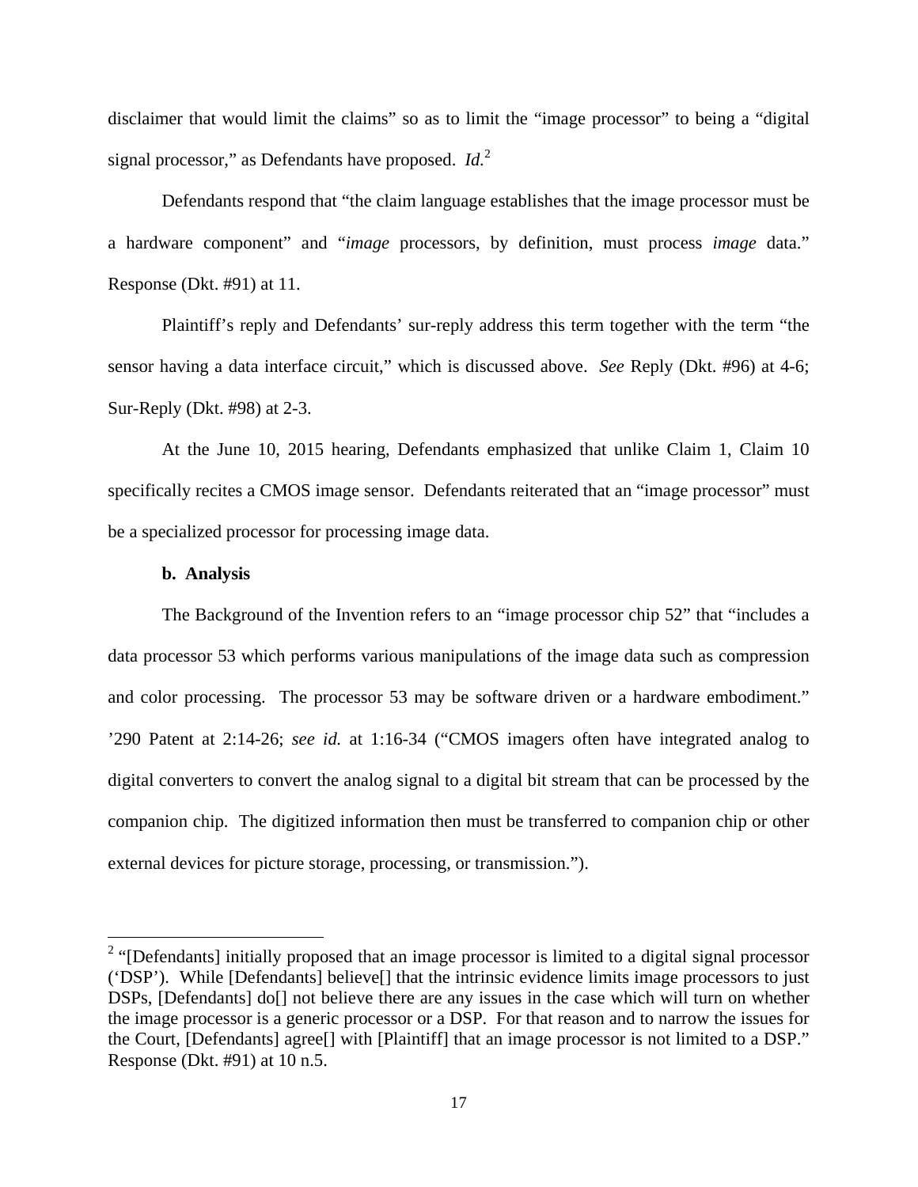disclaimer that would limit the claims" so as to limit the "image processor" to being a "digital signal processor," as Defendants have proposed. *Id.*[2]

Defendants respond that "the claim language establishes that the image processor must be a hardware component" and "*image* processors, by definition, must process *image* data." Response (Dkt. #91) at 11.

Plaintiff's reply and Defendants' sur-reply address this term together with the term "the sensor having a data interface circuit," which is discussed above. *See* Reply (Dkt. #96) at 4-6; Sur-Reply (Dkt. #98) at 2-3.

At the June 10, 2015 hearing, Defendants emphasized that unlike Claim 1, Claim 10 specifically recites a CMOS image sensor. Defendants reiterated that an "image processor" must be a specialized processor for processing image data.

**b. Analysis**

The Background of the Invention refers to an "image processor chip 52" that "includes a data processor 53 which performs various manipulations of the image data such as compression and color processing. The processor 53 may be software driven or a hardware embodiment." '290 Patent at 2:14-26; *see id.* at 1:16-34 ("CMOS imagers often have integrated analog to digital converters to convert the analog signal to a digital bit stream that can be processed by the companion chip. The digitized information then must be transferred to companion chip or other external devices for picture storage, processing, or transmission.").

[2] "[Defendants] initially proposed that an image processor is limited to a digital signal processor ('DSP'). While [Defendants] believe[] that the intrinsic evidence limits image processors to just DSPs, [Defendants] do[] not believe there are any issues in the case which will turn on whether the image processor is a generic processor or a DSP. For that reason and to narrow the issues for the Court, [Defendants] agree[] with [Plaintiff] that an image processor is not limited to a DSP." Response (Dkt. #91) at 10 n.5.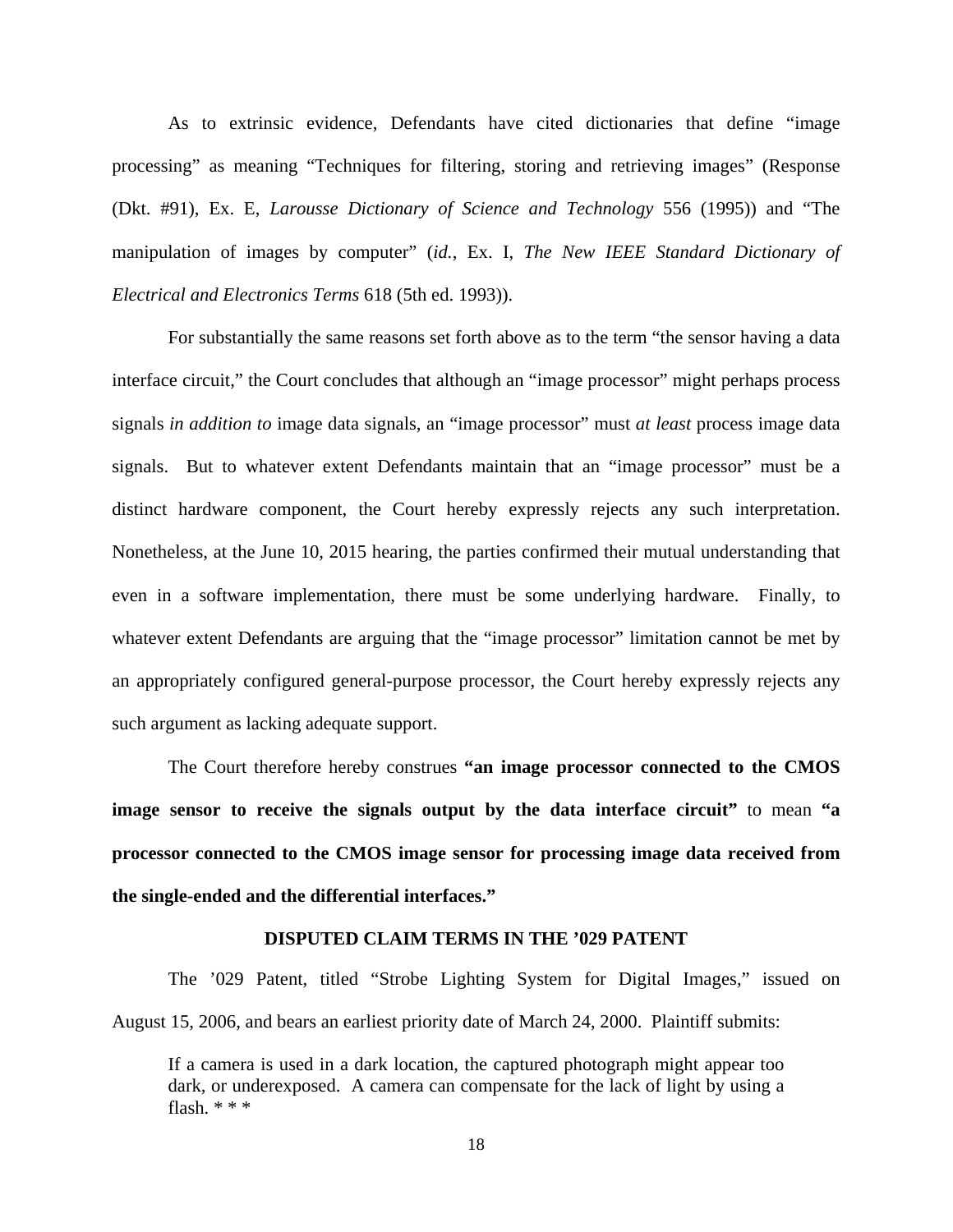As to extrinsic evidence, Defendants have cited dictionaries that define "image processing" as meaning "Techniques for filtering, storing and retrieving images" (Response (Dkt. #91), Ex. E, *Larousse Dictionary of Science and Technology* 556 (1995)) and "The manipulation of images by computer" (*id.*, Ex. I, *The New IEEE Standard Dictionary of Electrical and Electronics Terms* 618 (5th ed. 1993)).

For substantially the same reasons set forth above as to the term "the sensor having a data interface circuit," the Court concludes that although an "image processor" might perhaps process signals *in addition to* image data signals, an "image processor" must *at least* process image data signals. But to whatever extent Defendants maintain that an "image processor" must be a distinct hardware component, the Court hereby expressly rejects any such interpretation. Nonetheless, at the June 10, 2015 hearing, the parties confirmed their mutual understanding that even in a software implementation, there must be some underlying hardware. Finally, to whatever extent Defendants are arguing that the "image processor" limitation cannot be met by an appropriately configured general-purpose processor, the Court hereby expressly rejects any such argument as lacking adequate support.

The Court therefore hereby construes **"an image processor connected to the CMOS image sensor to receive the signals output by the data interface circuit"** to mean **"a processor connected to the CMOS image sensor for processing image data received from the single-ended and the differential interfaces."**

## DISPUTED CLAIM TERMS IN THE '029 PATENT

The '029 Patent, titled "Strobe Lighting System for Digital Images," issued on August 15, 2006, and bears an earliest priority date of March 24, 2000. Plaintiff submits:

> If a camera is used in a dark location, the captured photograph might appear too dark, or underexposed. A camera can compensate for the lack of light by using a flash. * * *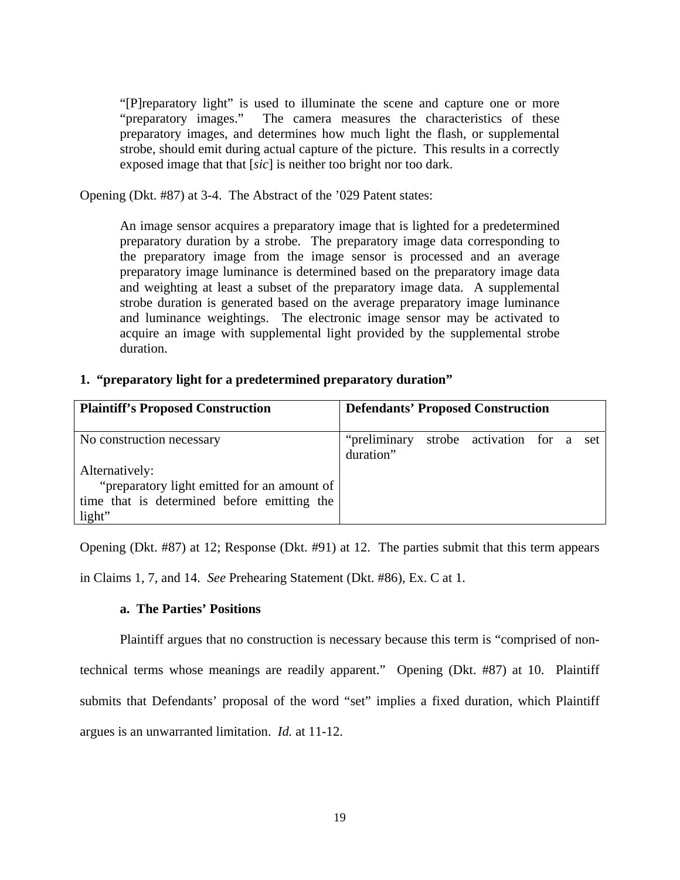> "[P]reparatory light" is used to illuminate the scene and capture one or more "preparatory images." The camera measures the characteristics of these preparatory images, and determines how much light the flash, or supplemental strobe, should emit during actual capture of the picture. This results in a correctly exposed image that that [*sic*] is neither too bright nor too dark.

Opening (Dkt. #87) at 3-4. The Abstract of the '029 Patent states:

> An image sensor acquires a preparatory image that is lighted for a predetermined preparatory duration by a strobe. The preparatory image data corresponding to the preparatory image from the image sensor is processed and an average preparatory image luminance is determined based on the preparatory image data and weighting at least a subset of the preparatory image data. A supplemental strobe duration is generated based on the average preparatory image luminance and luminance weightings. The electronic image sensor may be activated to acquire an image with supplemental light provided by the supplemental strobe duration.

**1. "preparatory light for a predetermined preparatory duration"**

| Plaintiff's Proposed Construction | Defendants' Proposed Construction |
|---|---|
| No construction necessary<br><br>Alternatively:<br>"preparatory light emitted for an amount of time that is determined before emitting the light" | "preliminary strobe activation for a set duration" |

Opening (Dkt. #87) at 12; Response (Dkt. #91) at 12. The parties submit that this term appears in Claims 1, 7, and 14. *See* Prehearing Statement (Dkt. #86), Ex. C at 1.

**a. The Parties' Positions**

Plaintiff argues that no construction is necessary because this term is "comprised of non-technical terms whose meanings are readily apparent." Opening (Dkt. #87) at 10. Plaintiff submits that Defendants' proposal of the word "set" implies a fixed duration, which Plaintiff argues is an unwarranted limitation. *Id.* at 11-12.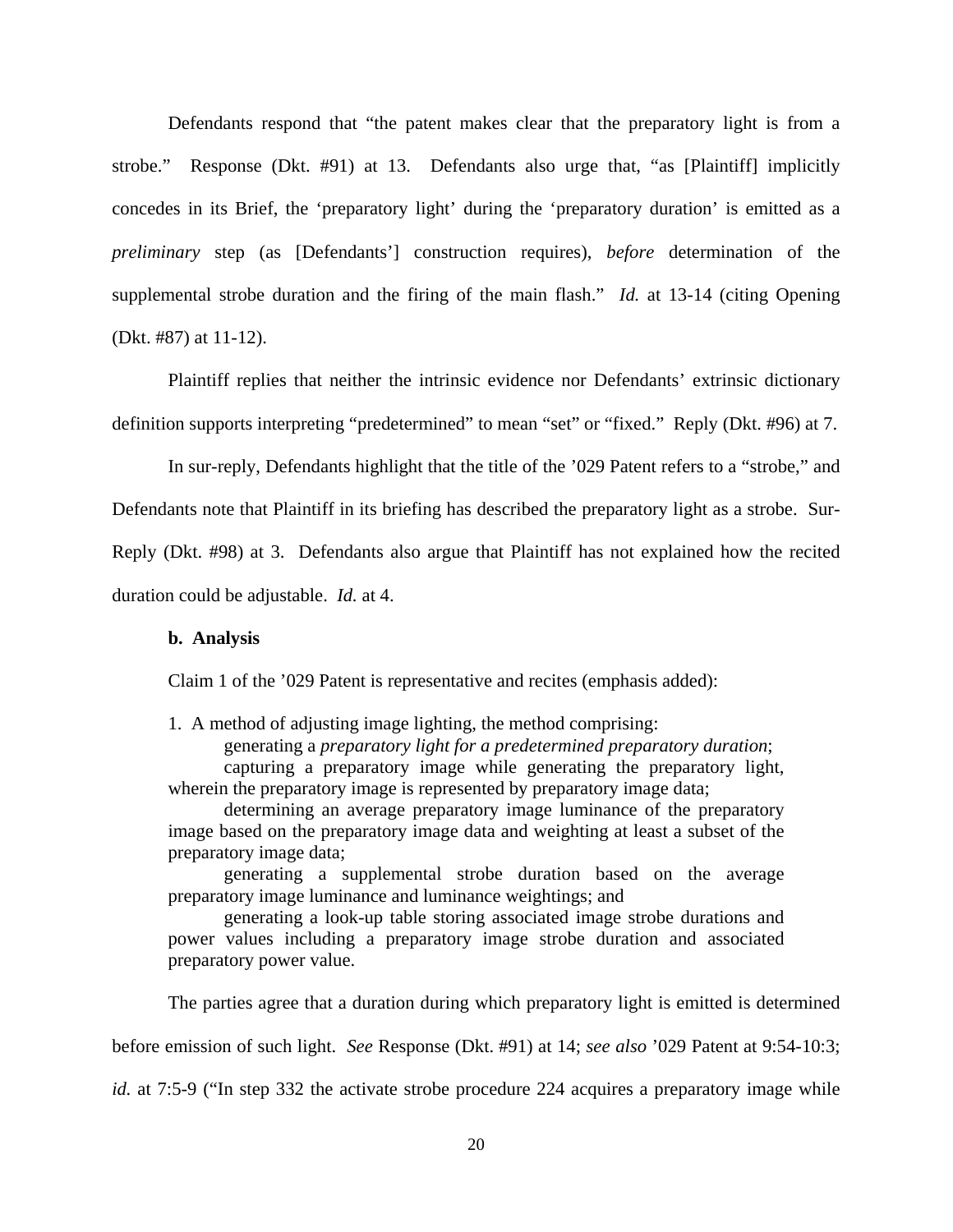Defendants respond that "the patent makes clear that the preparatory light is from a strobe." Response (Dkt. #91) at 13. Defendants also urge that, "as [Plaintiff] implicitly concedes in its Brief, the 'preparatory light' during the 'preparatory duration' is emitted as a *preliminary* step (as [Defendants'] construction requires), *before* determination of the supplemental strobe duration and the firing of the main flash." *Id.* at 13-14 (citing Opening (Dkt. #87) at 11-12).

Plaintiff replies that neither the intrinsic evidence nor Defendants' extrinsic dictionary definition supports interpreting "predetermined" to mean "set" or "fixed." Reply (Dkt. #96) at 7.

In sur-reply, Defendants highlight that the title of the '029 Patent refers to a "strobe," and Defendants note that Plaintiff in its briefing has described the preparatory light as a strobe. Sur-Reply (Dkt. #98) at 3. Defendants also argue that Plaintiff has not explained how the recited duration could be adjustable. *Id.* at 4.

**b. Analysis**

Claim 1 of the '029 Patent is representative and recites (emphasis added):

> 1. A method of adjusting image lighting, the method comprising:
>
> generating a *preparatory light for a predetermined preparatory duration*;
>
> capturing a preparatory image while generating the preparatory light, wherein the preparatory image is represented by preparatory image data;
>
> determining an average preparatory image luminance of the preparatory image based on the preparatory image data and weighting at least a subset of the preparatory image data;
>
> generating a supplemental strobe duration based on the average preparatory image luminance and luminance weightings; and
>
> generating a look-up table storing associated image strobe durations and power values including a preparatory image strobe duration and associated preparatory power value.

The parties agree that a duration during which preparatory light is emitted is determined before emission of such light. *See* Response (Dkt. #91) at 14; *see also* '029 Patent at 9:54-10:3; *id.* at 7:5-9 ("In step 332 the activate strobe procedure 224 acquires a preparatory image while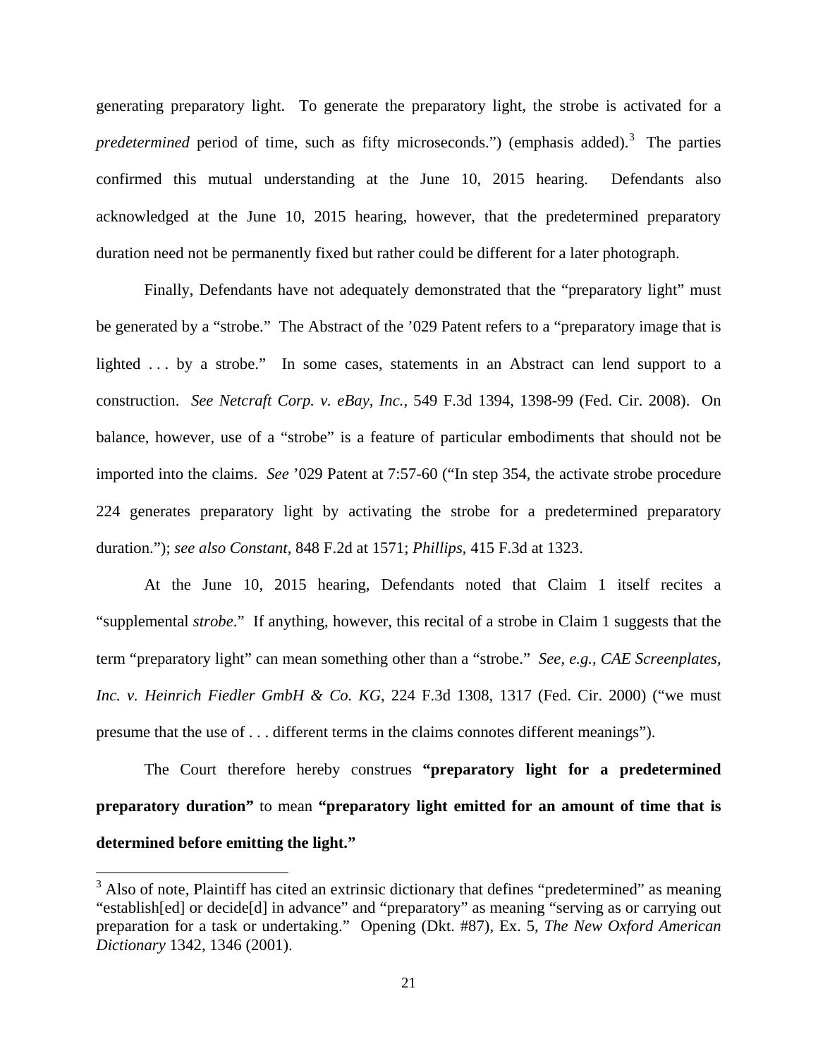generating preparatory light. To generate the preparatory light, the strobe is activated for a *predetermined* period of time, such as fifty microseconds.") (emphasis added).[3] The parties confirmed this mutual understanding at the June 10, 2015 hearing. Defendants also acknowledged at the June 10, 2015 hearing, however, that the predetermined preparatory duration need not be permanently fixed but rather could be different for a later photograph.

Finally, Defendants have not adequately demonstrated that the "preparatory light" must be generated by a "strobe." The Abstract of the '029 Patent refers to a "preparatory image that is lighted . . . by a strobe." In some cases, statements in an Abstract can lend support to a construction. *See Netcraft Corp. v. eBay, Inc.*, 549 F.3d 1394, 1398-99 (Fed. Cir. 2008). On balance, however, use of a "strobe" is a feature of particular embodiments that should not be imported into the claims. *See* '029 Patent at 7:57-60 ("In step 354, the activate strobe procedure 224 generates preparatory light by activating the strobe for a predetermined preparatory duration."); *see also Constant*, 848 F.2d at 1571; *Phillips*, 415 F.3d at 1323.

At the June 10, 2015 hearing, Defendants noted that Claim 1 itself recites a "supplemental *strobe*." If anything, however, this recital of a strobe in Claim 1 suggests that the term "preparatory light" can mean something other than a "strobe." *See, e.g., CAE Screenplates, Inc. v. Heinrich Fiedler GmbH & Co. KG*, 224 F.3d 1308, 1317 (Fed. Cir. 2000) ("we must presume that the use of . . . different terms in the claims connotes different meanings").

The Court therefore hereby construes **"preparatory light for a predetermined preparatory duration"** to mean **"preparatory light emitted for an amount of time that is determined before emitting the light."**

[3] Also of note, Plaintiff has cited an extrinsic dictionary that defines "predetermined" as meaning "establish[ed] or decide[d] in advance" and "preparatory" as meaning "serving as or carrying out preparation for a task or undertaking." Opening (Dkt. #87), Ex. 5, *The New Oxford American Dictionary* 1342, 1346 (2001).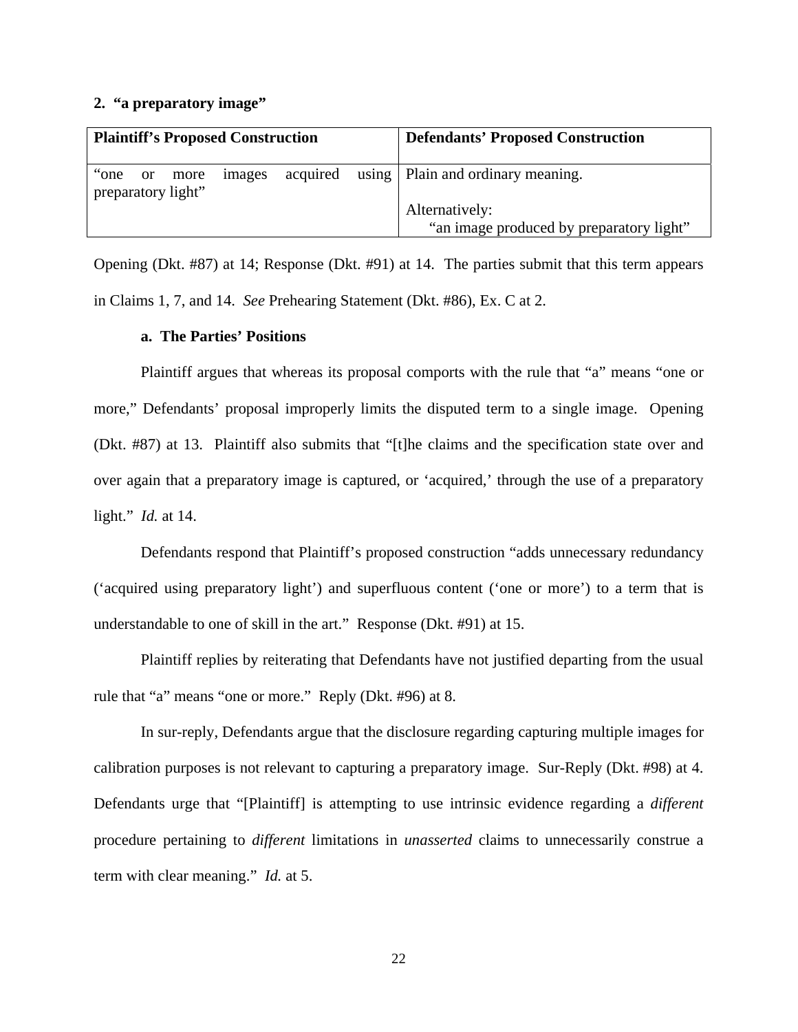### 2. "a preparatory image"

| Plaintiff's Proposed Construction | Defendants' Proposed Construction |
|---|---|
| "one or more images acquired using preparatory light" | Plain and ordinary meaning.<br><br>Alternatively:<br>"an image produced by preparatory light" |

Opening (Dkt. #87) at 14; Response (Dkt. #91) at 14. The parties submit that this term appears in Claims 1, 7, and 14. *See* Prehearing Statement (Dkt. #86), Ex. C at 2.

#### a. The Parties' Positions

Plaintiff argues that whereas its proposal comports with the rule that "a" means "one or more," Defendants' proposal improperly limits the disputed term to a single image. Opening (Dkt. #87) at 13. Plaintiff also submits that "[t]he claims and the specification state over and over again that a preparatory image is captured, or 'acquired,' through the use of a preparatory light." *Id.* at 14.

Defendants respond that Plaintiff's proposed construction "adds unnecessary redundancy ('acquired using preparatory light') and superfluous content ('one or more') to a term that is understandable to one of skill in the art." Response (Dkt. #91) at 15.

Plaintiff replies by reiterating that Defendants have not justified departing from the usual rule that "a" means "one or more." Reply (Dkt. #96) at 8.

In sur-reply, Defendants argue that the disclosure regarding capturing multiple images for calibration purposes is not relevant to capturing a preparatory image. Sur-Reply (Dkt. #98) at 4. Defendants urge that "[Plaintiff] is attempting to use intrinsic evidence regarding a *different* procedure pertaining to *different* limitations in *unasserted* claims to unnecessarily construe a term with clear meaning." *Id.* at 5.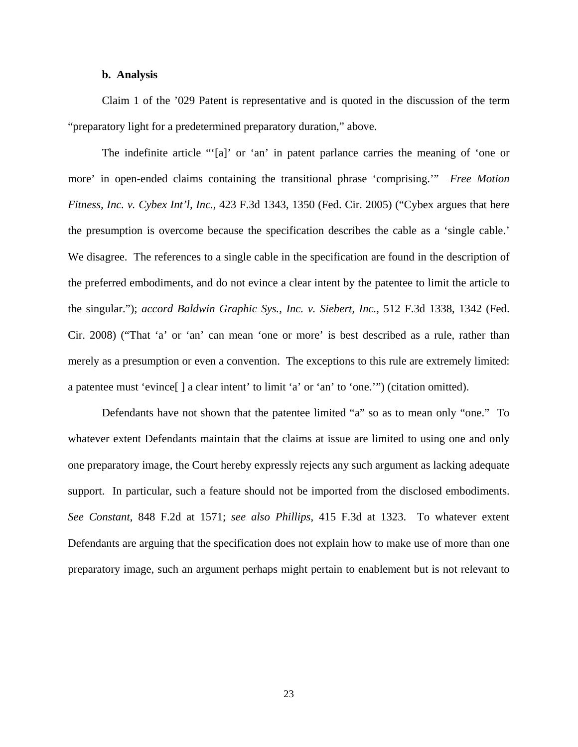**b. Analysis**

Claim 1 of the ’029 Patent is representative and is quoted in the discussion of the term “preparatory light for a predetermined preparatory duration,” above.

The indefinite article “‘[a]’ or ‘an’ in patent parlance carries the meaning of ‘one or more’ in open-ended claims containing the transitional phrase ‘comprising.’” *Free Motion Fitness, Inc. v. Cybex Int’l, Inc.*, 423 F.3d 1343, 1350 (Fed. Cir. 2005) (“Cybex argues that here the presumption is overcome because the specification describes the cable as a ‘single cable.’ We disagree. The references to a single cable in the specification are found in the description of the preferred embodiments, and do not evince a clear intent by the patentee to limit the article to the singular.”); *accord Baldwin Graphic Sys., Inc. v. Siebert, Inc.*, 512 F.3d 1338, 1342 (Fed. Cir. 2008) (“That ‘a’ or ‘an’ can mean ‘one or more’ is best described as a rule, rather than merely as a presumption or even a convention. The exceptions to this rule are extremely limited: a patentee must ‘evince[ ] a clear intent’ to limit ‘a’ or ‘an’ to ‘one.’”) (citation omitted).

Defendants have not shown that the patentee limited “a” so as to mean only “one.” To whatever extent Defendants maintain that the claims at issue are limited to using one and only one preparatory image, the Court hereby expressly rejects any such argument as lacking adequate support. In particular, such a feature should not be imported from the disclosed embodiments. *See Constant*, 848 F.2d at 1571; *see also Phillips*, 415 F.3d at 1323. To whatever extent Defendants are arguing that the specification does not explain how to make use of more than one preparatory image, such an argument perhaps might pertain to enablement but is not relevant to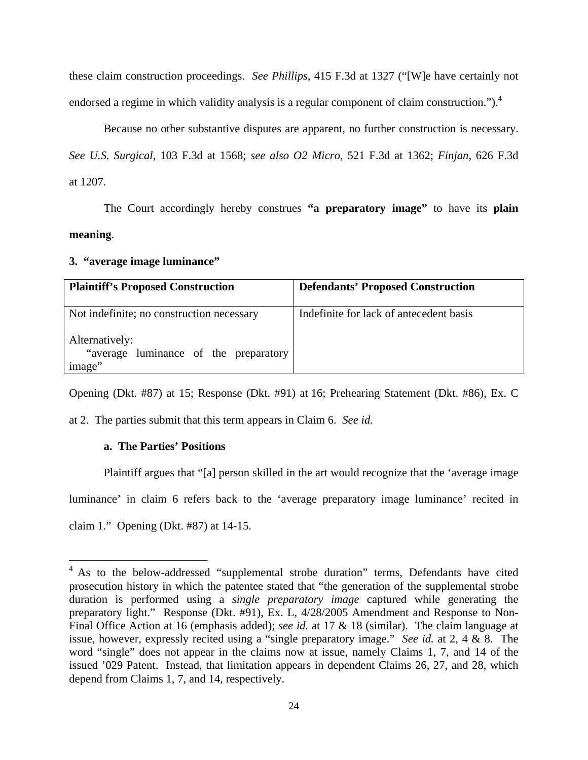these claim construction proceedings. *See Phillips*, 415 F.3d at 1327 ("[W]e have certainly not endorsed a regime in which validity analysis is a regular component of claim construction.").[4]

Because no other substantive disputes are apparent, no further construction is necessary. *See U.S. Surgical*, 103 F.3d at 1568; *see also O2 Micro*, 521 F.3d at 1362; *Finjan*, 626 F.3d at 1207.

The Court accordingly hereby construes **"a preparatory image"** to have its **plain meaning**.

### 3. "average image luminance"

| Plaintiff's Proposed Construction | Defendants' Proposed Construction |
|---|---|
| Not indefinite; no construction necessary<br><br>Alternatively:<br>"average luminance of the preparatory image" | Indefinite for lack of antecedent basis |

Opening (Dkt. #87) at 15; Response (Dkt. #91) at 16; Prehearing Statement (Dkt. #86), Ex. C at 2. The parties submit that this term appears in Claim 6. *See id.*

#### a. The Parties' Positions

Plaintiff argues that "[a] person skilled in the art would recognize that the 'average image luminance' in claim 6 refers back to the 'average preparatory image luminance' recited in claim 1." Opening (Dkt. #87) at 14-15.

---

[4] As to the below-addressed "supplemental strobe duration" terms, Defendants have cited prosecution history in which the patentee stated that "the generation of the supplemental strobe duration is performed using a *single preparatory image* captured while generating the preparatory light." Response (Dkt. #91), Ex. L, 4/28/2005 Amendment and Response to Non-Final Office Action at 16 (emphasis added); *see id.* at 17 & 18 (similar). The claim language at issue, however, expressly recited using a "single preparatory image." *See id.* at 2, 4 & 8. The word "single" does not appear in the claims now at issue, namely Claims 1, 7, and 14 of the issued '029 Patent. Instead, that limitation appears in dependent Claims 26, 27, and 28, which depend from Claims 1, 7, and 14, respectively.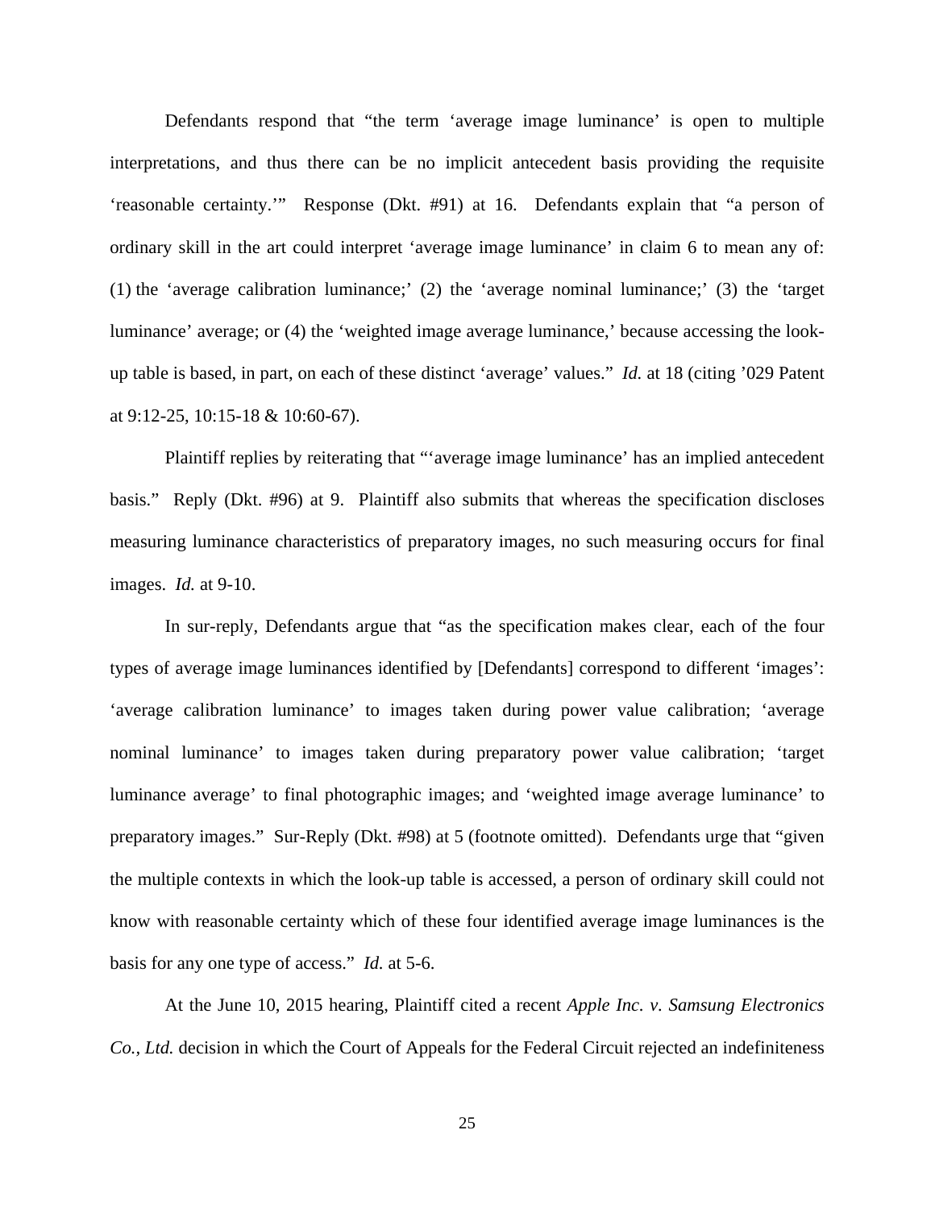Defendants respond that "the term 'average image luminance' is open to multiple interpretations, and thus there can be no implicit antecedent basis providing the requisite 'reasonable certainty.'" Response (Dkt. #91) at 16. Defendants explain that "a person of ordinary skill in the art could interpret 'average image luminance' in claim 6 to mean any of: (1) the 'average calibration luminance;' (2) the 'average nominal luminance;' (3) the 'target luminance' average; or (4) the 'weighted image average luminance,' because accessing the look-up table is based, in part, on each of these distinct 'average' values." *Id.* at 18 (citing '029 Patent at 9:12-25, 10:15-18 & 10:60-67).

Plaintiff replies by reiterating that "'average image luminance' has an implied antecedent basis." Reply (Dkt. #96) at 9. Plaintiff also submits that whereas the specification discloses measuring luminance characteristics of preparatory images, no such measuring occurs for final images. *Id.* at 9-10.

In sur-reply, Defendants argue that "as the specification makes clear, each of the four types of average image luminances identified by [Defendants] correspond to different 'images': 'average calibration luminance' to images taken during power value calibration; 'average nominal luminance' to images taken during preparatory power value calibration; 'target luminance average' to final photographic images; and 'weighted image average luminance' to preparatory images." Sur-Reply (Dkt. #98) at 5 (footnote omitted). Defendants urge that "given the multiple contexts in which the look-up table is accessed, a person of ordinary skill could not know with reasonable certainty which of these four identified average image luminances is the basis for any one type of access." *Id.* at 5-6.

At the June 10, 2015 hearing, Plaintiff cited a recent *Apple Inc. v. Samsung Electronics Co., Ltd.* decision in which the Court of Appeals for the Federal Circuit rejected an indefiniteness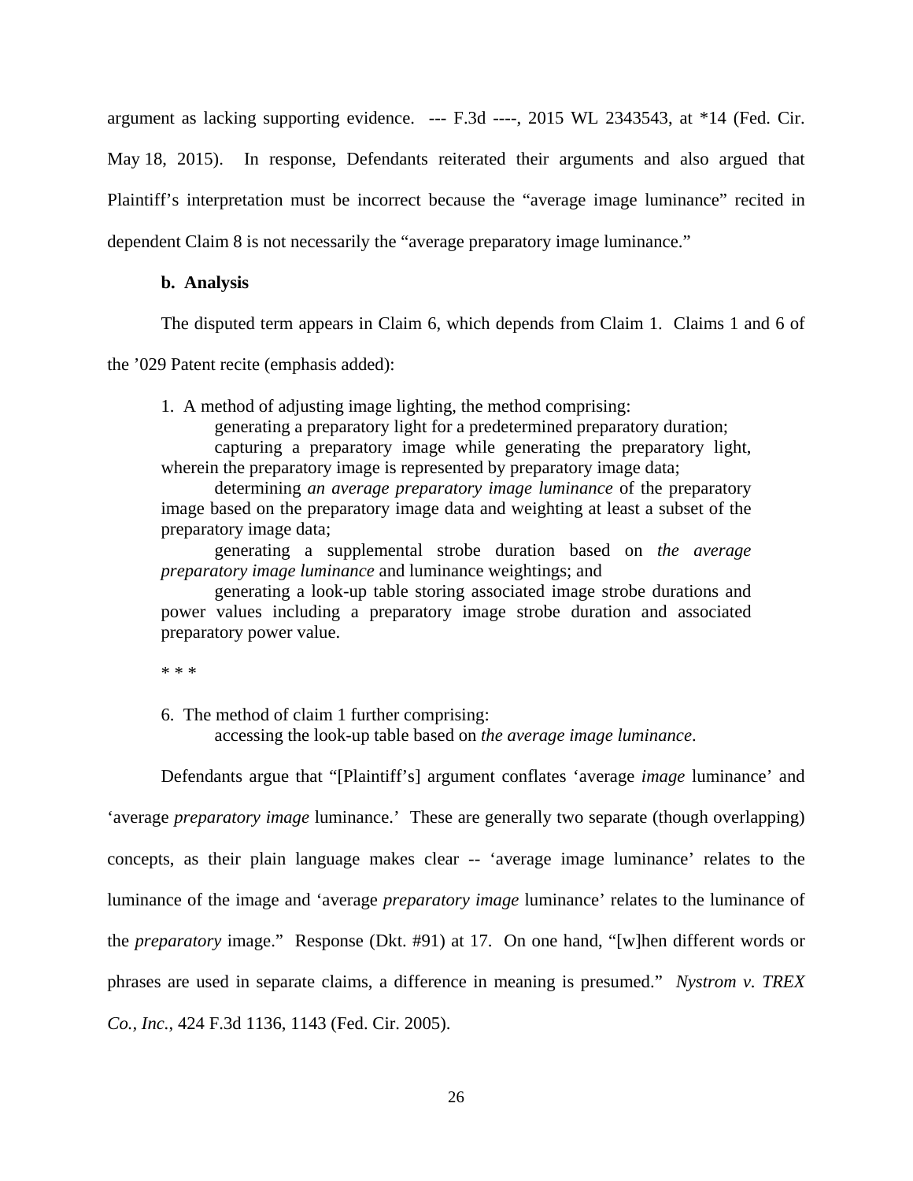argument as lacking supporting evidence. --- F.3d ----, 2015 WL 2343543, at *14 (Fed. Cir. May 18, 2015). In response, Defendants reiterated their arguments and also argued that Plaintiff's interpretation must be incorrect because the "average image luminance" recited in dependent Claim 8 is not necessarily the "average preparatory image luminance."

**b. Analysis**

The disputed term appears in Claim 6, which depends from Claim 1. Claims 1 and 6 of the '029 Patent recite (emphasis added):

> 1. A method of adjusting image lighting, the method comprising:
>
> generating a preparatory light for a predetermined preparatory duration;
>
> capturing a preparatory image while generating the preparatory light, wherein the preparatory image is represented by preparatory image data;
>
> determining *an average preparatory image luminance* of the preparatory image based on the preparatory image data and weighting at least a subset of the preparatory image data;
>
> generating a supplemental strobe duration based on *the average preparatory image luminance* and luminance weightings; and
>
> generating a look-up table storing associated image strobe durations and power values including a preparatory image strobe duration and associated preparatory power value.
>
> * * *
>
> 6. The method of claim 1 further comprising:
>
> accessing the look-up table based on *the average image luminance*.

Defendants argue that "[Plaintiff's] argument conflates 'average *image* luminance' and 'average *preparatory image* luminance.' These are generally two separate (though overlapping) concepts, as their plain language makes clear -- 'average image luminance' relates to the luminance of the image and 'average *preparatory image* luminance' relates to the luminance of the *preparatory* image." Response (Dkt. #91) at 17. On one hand, "[w]hen different words or phrases are used in separate claims, a difference in meaning is presumed." *Nystrom v. TREX Co., Inc.*, 424 F.3d 1136, 1143 (Fed. Cir. 2005).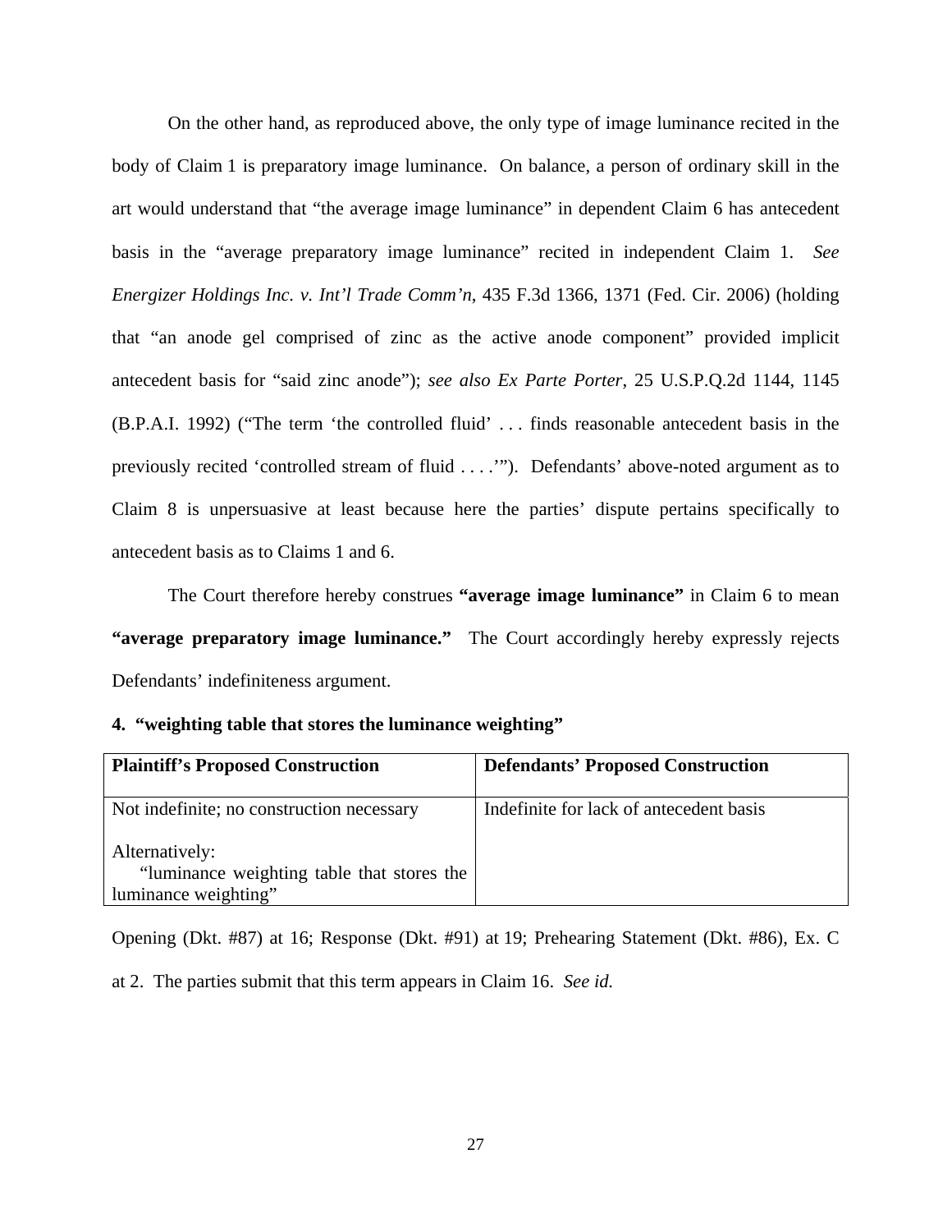On the other hand, as reproduced above, the only type of image luminance recited in the body of Claim 1 is preparatory image luminance. On balance, a person of ordinary skill in the art would understand that "the average image luminance" in dependent Claim 6 has antecedent basis in the "average preparatory image luminance" recited in independent Claim 1. *See Energizer Holdings Inc. v. Int'l Trade Comm'n*, 435 F.3d 1366, 1371 (Fed. Cir. 2006) (holding that "an anode gel comprised of zinc as the active anode component" provided implicit antecedent basis for "said zinc anode"); *see also Ex Parte Porter*, 25 U.S.P.Q.2d 1144, 1145 (B.P.A.I. 1992) ("The term 'the controlled fluid' . . . finds reasonable antecedent basis in the previously recited 'controlled stream of fluid . . . .'"). Defendants' above-noted argument as to Claim 8 is unpersuasive at least because here the parties' dispute pertains specifically to antecedent basis as to Claims 1 and 6.

The Court therefore hereby construes **"average image luminance"** in Claim 6 to mean **"average preparatory image luminance."** The Court accordingly hereby expressly rejects Defendants' indefiniteness argument.

### 4. "weighting table that stores the luminance weighting"

| Plaintiff's Proposed Construction | Defendants' Proposed Construction |
|---|---|
| Not indefinite; no construction necessary<br><br>Alternatively:<br>"luminance weighting table that stores the luminance weighting" | Indefinite for lack of antecedent basis |

Opening (Dkt. #87) at 16; Response (Dkt. #91) at 19; Prehearing Statement (Dkt. #86), Ex. C at 2. The parties submit that this term appears in Claim 16. *See id.*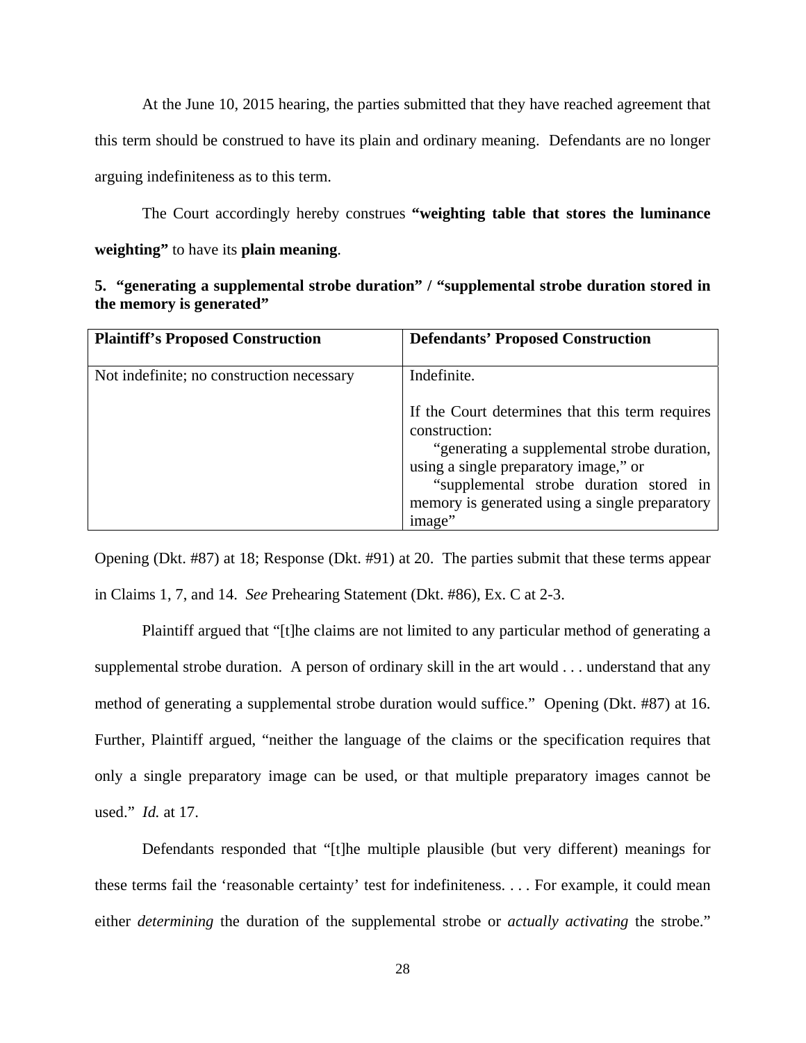At the June 10, 2015 hearing, the parties submitted that they have reached agreement that this term should be construed to have its plain and ordinary meaning. Defendants are no longer arguing indefiniteness as to this term.

The Court accordingly hereby construes **"weighting table that stores the luminance weighting"** to have its **plain meaning**.

**5. "generating a supplemental strobe duration" / "supplemental strobe duration stored in the memory is generated"**

| Plaintiff's Proposed Construction | Defendants' Proposed Construction |
|---|---|
| Not indefinite; no construction necessary | Indefinite.<br><br>If the Court determines that this term requires construction:<br>"generating a supplemental strobe duration, using a single preparatory image," or<br>"supplemental strobe duration stored in memory is generated using a single preparatory image" |

Opening (Dkt. #87) at 18; Response (Dkt. #91) at 20. The parties submit that these terms appear in Claims 1, 7, and 14. *See* Prehearing Statement (Dkt. #86), Ex. C at 2-3.

Plaintiff argued that "[t]he claims are not limited to any particular method of generating a supplemental strobe duration. A person of ordinary skill in the art would . . . understand that any method of generating a supplemental strobe duration would suffice." Opening (Dkt. #87) at 16. Further, Plaintiff argued, "neither the language of the claims or the specification requires that only a single preparatory image can be used, or that multiple preparatory images cannot be used." *Id.* at 17.

Defendants responded that "[t]he multiple plausible (but very different) meanings for these terms fail the 'reasonable certainty' test for indefiniteness. . . . For example, it could mean either *determining* the duration of the supplemental strobe or *actually activating* the strobe."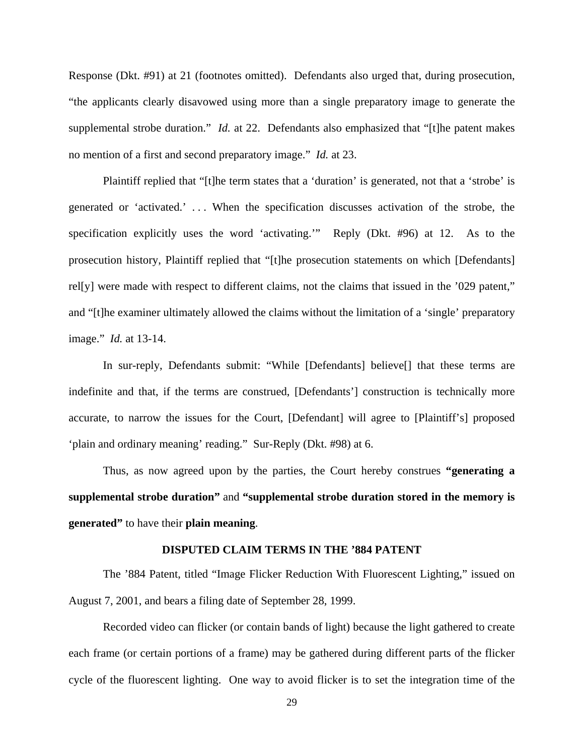Response (Dkt. #91) at 21 (footnotes omitted). Defendants also urged that, during prosecution, "the applicants clearly disavowed using more than a single preparatory image to generate the supplemental strobe duration." *Id.* at 22. Defendants also emphasized that "[t]he patent makes no mention of a first and second preparatory image." *Id.* at 23.

Plaintiff replied that "[t]he term states that a 'duration' is generated, not that a 'strobe' is generated or 'activated.' . . . When the specification discusses activation of the strobe, the specification explicitly uses the word 'activating.'" Reply (Dkt. #96) at 12. As to the prosecution history, Plaintiff replied that "[t]he prosecution statements on which [Defendants] rel[y] were made with respect to different claims, not the claims that issued in the '029 patent," and "[t]he examiner ultimately allowed the claims without the limitation of a 'single' preparatory image." *Id.* at 13-14.

In sur-reply, Defendants submit: "While [Defendants] believe[] that these terms are indefinite and that, if the terms are construed, [Defendants'] construction is technically more accurate, to narrow the issues for the Court, [Defendant] will agree to [Plaintiff's] proposed 'plain and ordinary meaning' reading." Sur-Reply (Dkt. #98) at 6.

Thus, as now agreed upon by the parties, the Court hereby construes **"generating a supplemental strobe duration"** and **"supplemental strobe duration stored in the memory is generated"** to have their **plain meaning**.

## DISPUTED CLAIM TERMS IN THE '884 PATENT

The '884 Patent, titled "Image Flicker Reduction With Fluorescent Lighting," issued on August 7, 2001, and bears a filing date of September 28, 1999.

Recorded video can flicker (or contain bands of light) because the light gathered to create each frame (or certain portions of a frame) may be gathered during different parts of the flicker cycle of the fluorescent lighting. One way to avoid flicker is to set the integration time of the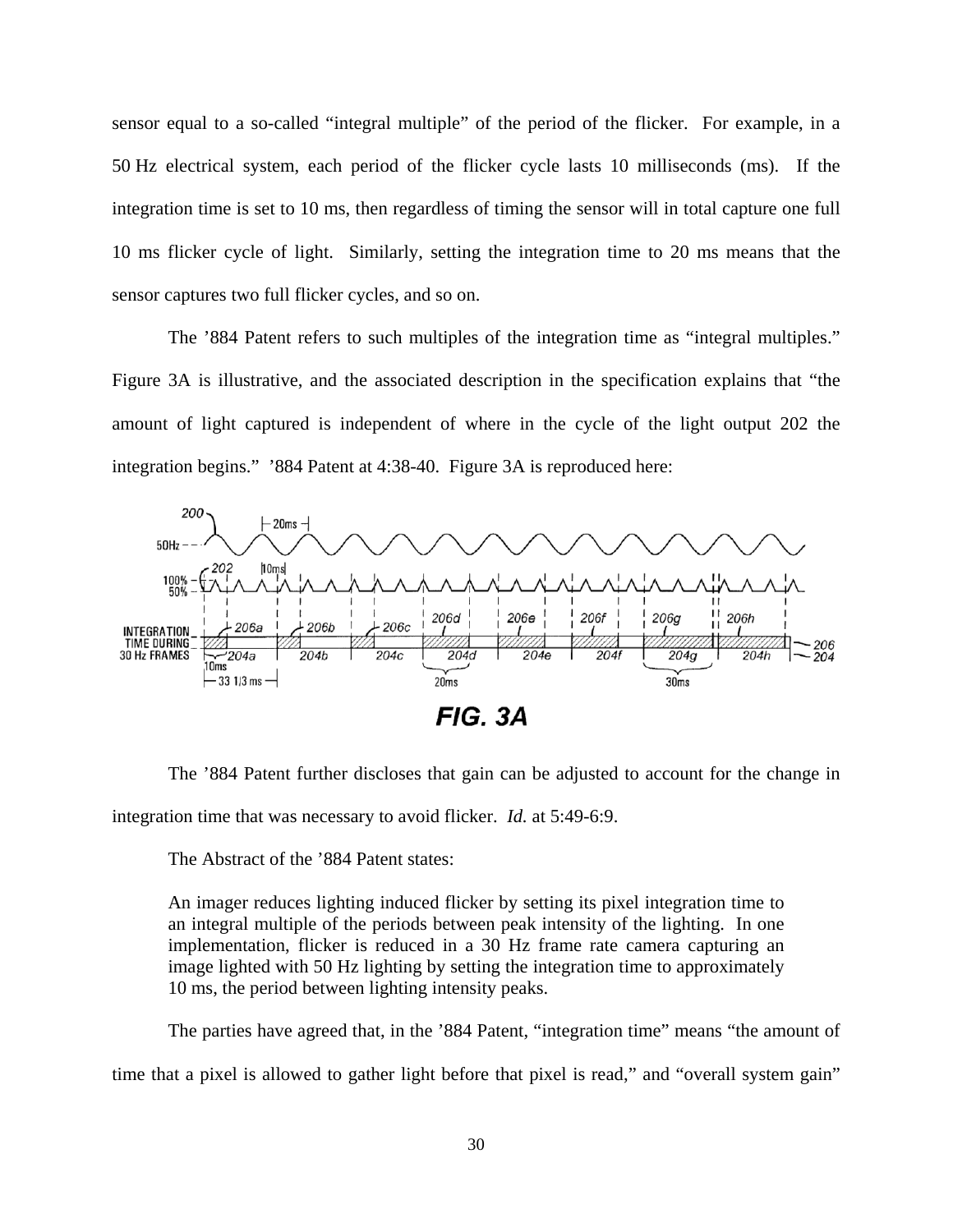sensor equal to a so-called "integral multiple" of the period of the flicker. For example, in a 50 Hz electrical system, each period of the flicker cycle lasts 10 milliseconds (ms). If the integration time is set to 10 ms, then regardless of timing the sensor will in total capture one full 10 ms flicker cycle of light. Similarly, setting the integration time to 20 ms means that the sensor captures two full flicker cycles, and so on.

The '884 Patent refers to such multiples of the integration time as "integral multiples." Figure 3A is illustrative, and the associated description in the specification explains that "the amount of light captured is independent of where in the cycle of the light output 202 the integration begins." '884 Patent at 4:38-40. Figure 3A is reproduced here:

FIG. 3A

The '884 Patent further discloses that gain can be adjusted to account for the change in integration time that was necessary to avoid flicker. *Id.* at 5:49-6:9.

The Abstract of the '884 Patent states:

> An imager reduces lighting induced flicker by setting its pixel integration time to an integral multiple of the periods between peak intensity of the lighting. In one implementation, flicker is reduced in a 30 Hz frame rate camera capturing an image lighted with 50 Hz lighting by setting the integration time to approximately 10 ms, the period between lighting intensity peaks.

The parties have agreed that, in the '884 Patent, "integration time" means "the amount of time that a pixel is allowed to gather light before that pixel is read," and "overall system gain"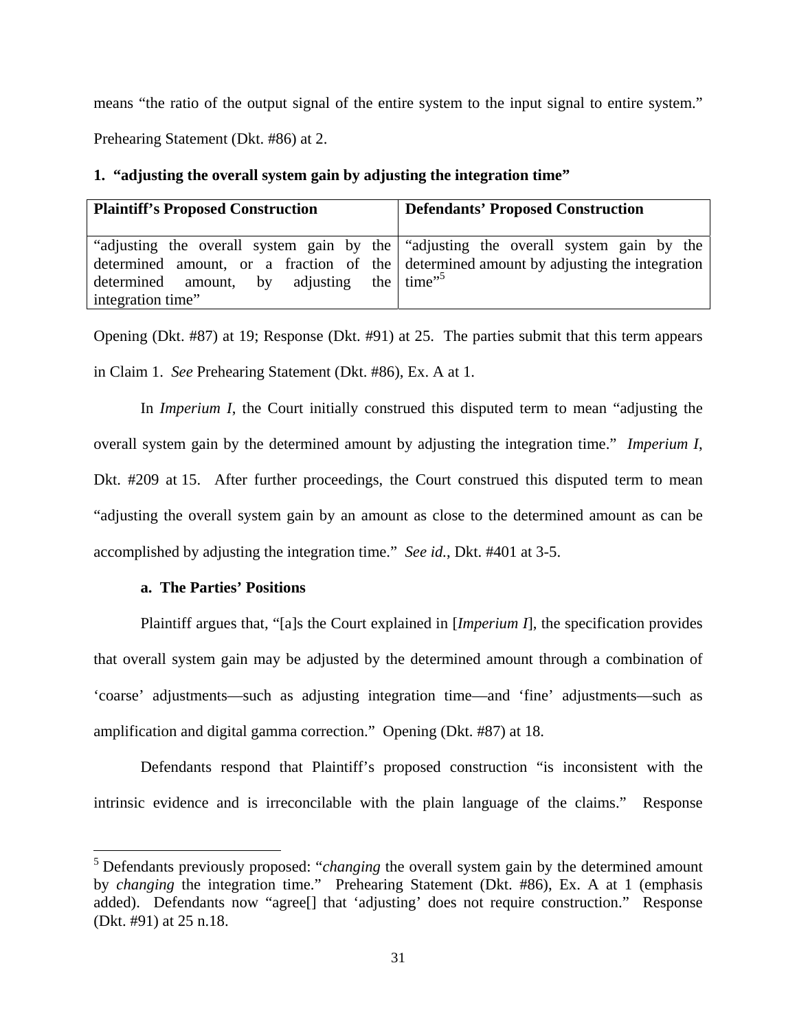means "the ratio of the output signal of the entire system to the input signal to entire system." Prehearing Statement (Dkt. #86) at 2.

**1. "adjusting the overall system gain by adjusting the integration time"**

| Plaintiff's Proposed Construction | Defendants' Proposed Construction |
|---|---|
| "adjusting the overall system gain by the determined amount, or a fraction of the determined amount, by adjusting the integration time" | "adjusting the overall system gain by the determined amount by adjusting the integration time"[5] |

Opening (Dkt. #87) at 19; Response (Dkt. #91) at 25. The parties submit that this term appears in Claim 1. *See* Prehearing Statement (Dkt. #86), Ex. A at 1.

In *Imperium I*, the Court initially construed this disputed term to mean "adjusting the overall system gain by the determined amount by adjusting the integration time." *Imperium I*, Dkt. #209 at 15. After further proceedings, the Court construed this disputed term to mean "adjusting the overall system gain by an amount as close to the determined amount as can be accomplished by adjusting the integration time." *See id.*, Dkt. #401 at 3-5.

**a. The Parties' Positions**

Plaintiff argues that, "[a]s the Court explained in [*Imperium I*], the specification provides that overall system gain may be adjusted by the determined amount through a combination of 'coarse' adjustments—such as adjusting integration time—and 'fine' adjustments—such as amplification and digital gamma correction." Opening (Dkt. #87) at 18.

Defendants respond that Plaintiff's proposed construction "is inconsistent with the intrinsic evidence and is irreconcilable with the plain language of the claims." Response

---

[5] Defendants previously proposed: "*changing* the overall system gain by the determined amount by *changing* the integration time." Prehearing Statement (Dkt. #86), Ex. A at 1 (emphasis added). Defendants now "agree[] that 'adjusting' does not require construction." Response (Dkt. #91) at 25 n.18.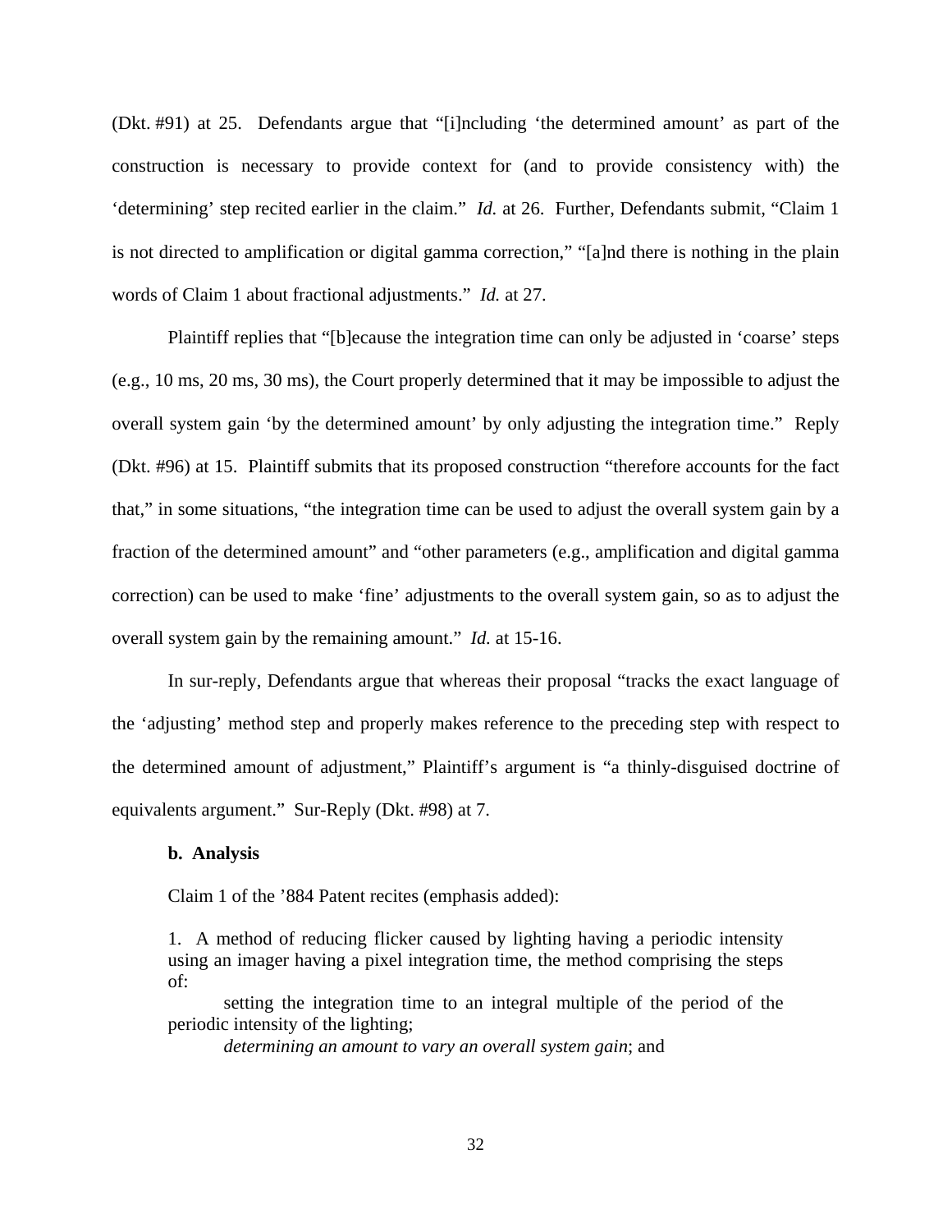(Dkt. #91) at 25. Defendants argue that "[i]ncluding 'the determined amount' as part of the construction is necessary to provide context for (and to provide consistency with) the 'determining' step recited earlier in the claim." *Id.* at 26. Further, Defendants submit, "Claim 1 is not directed to amplification or digital gamma correction," "[a]nd there is nothing in the plain words of Claim 1 about fractional adjustments." *Id.* at 27.

Plaintiff replies that "[b]ecause the integration time can only be adjusted in 'coarse' steps (e.g., 10 ms, 20 ms, 30 ms), the Court properly determined that it may be impossible to adjust the overall system gain 'by the determined amount' by only adjusting the integration time." Reply (Dkt. #96) at 15. Plaintiff submits that its proposed construction "therefore accounts for the fact that," in some situations, "the integration time can be used to adjust the overall system gain by a fraction of the determined amount" and "other parameters (e.g., amplification and digital gamma correction) can be used to make 'fine' adjustments to the overall system gain, so as to adjust the overall system gain by the remaining amount." *Id.* at 15-16.

In sur-reply, Defendants argue that whereas their proposal "tracks the exact language of the 'adjusting' method step and properly makes reference to the preceding step with respect to the determined amount of adjustment," Plaintiff's argument is "a thinly-disguised doctrine of equivalents argument." Sur-Reply (Dkt. #98) at 7.

**b. Analysis**

Claim 1 of the '884 Patent recites (emphasis added):

> 1. A method of reducing flicker caused by lighting having a periodic intensity using an imager having a pixel integration time, the method comprising the steps of:
>
> setting the integration time to an integral multiple of the period of the periodic intensity of the lighting;
>
> *determining an amount to vary an overall system gain*; and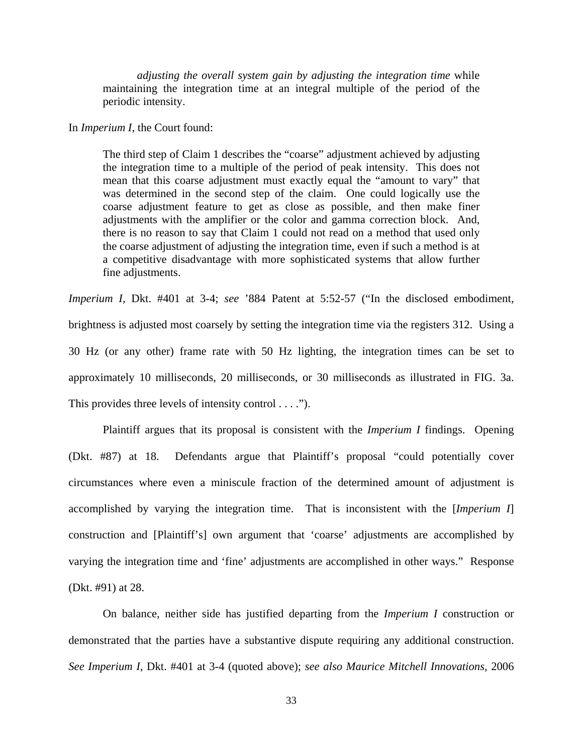> *adjusting the overall system gain by adjusting the integration time* while maintaining the integration time at an integral multiple of the period of the periodic intensity.

In *Imperium I*, the Court found:

> The third step of Claim 1 describes the "coarse" adjustment achieved by adjusting the integration time to a multiple of the period of peak intensity. This does not mean that this coarse adjustment must exactly equal the "amount to vary" that was determined in the second step of the claim. One could logically use the coarse adjustment feature to get as close as possible, and then make finer adjustments with the amplifier or the color and gamma correction block. And, there is no reason to say that Claim 1 could not read on a method that used only the coarse adjustment of adjusting the integration time, even if such a method is at a competitive disadvantage with more sophisticated systems that allow further fine adjustments.

*Imperium I*, Dkt. #401 at 3-4; *see* '884 Patent at 5:52-57 ("In the disclosed embodiment, brightness is adjusted most coarsely by setting the integration time via the registers 312. Using a 30 Hz (or any other) frame rate with 50 Hz lighting, the integration times can be set to approximately 10 milliseconds, 20 milliseconds, or 30 milliseconds as illustrated in FIG. 3a. This provides three levels of intensity control . . . .").

Plaintiff argues that its proposal is consistent with the *Imperium I* findings. Opening (Dkt. #87) at 18. Defendants argue that Plaintiff's proposal "could potentially cover circumstances where even a miniscule fraction of the determined amount of adjustment is accomplished by varying the integration time. That is inconsistent with the [*Imperium I*] construction and [Plaintiff's] own argument that 'coarse' adjustments are accomplished by varying the integration time and 'fine' adjustments are accomplished in other ways." Response (Dkt. #91) at 28.

On balance, neither side has justified departing from the *Imperium I* construction or demonstrated that the parties have a substantive dispute requiring any additional construction. *See Imperium I*, Dkt. #401 at 3-4 (quoted above); *see also Maurice Mitchell Innovations*, 2006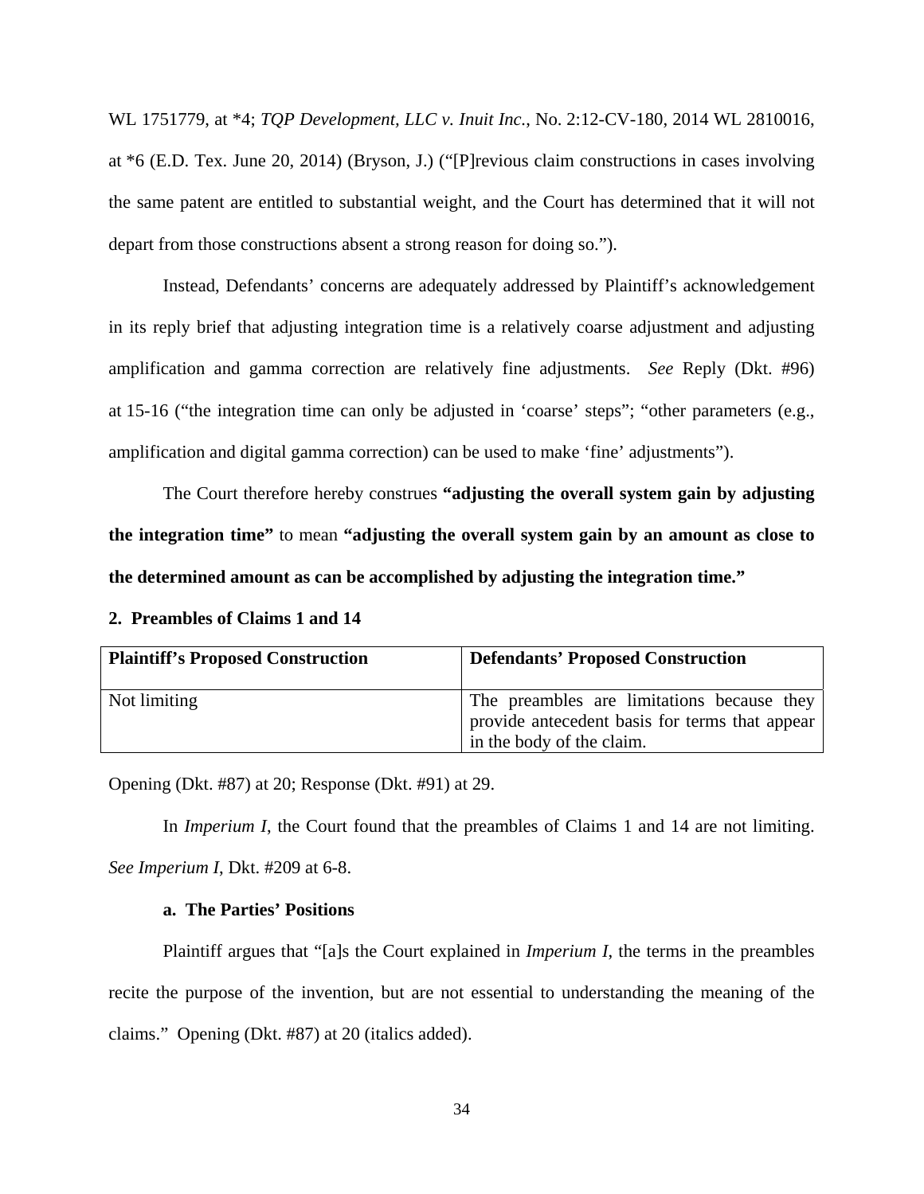WL 1751779, at *4; *TQP Development, LLC v. Inuit Inc.*, No. 2:12-CV-180, 2014 WL 2810016, at *6 (E.D. Tex. June 20, 2014) (Bryson, J.) ("[P]revious claim constructions in cases involving the same patent are entitled to substantial weight, and the Court has determined that it will not depart from those constructions absent a strong reason for doing so.").

Instead, Defendants' concerns are adequately addressed by Plaintiff's acknowledgement in its reply brief that adjusting integration time is a relatively coarse adjustment and adjusting amplification and gamma correction are relatively fine adjustments. *See* Reply (Dkt. #96) at 15-16 ("the integration time can only be adjusted in 'coarse' steps"; "other parameters (e.g., amplification and digital gamma correction) can be used to make 'fine' adjustments").

The Court therefore hereby construes **"adjusting the overall system gain by adjusting the integration time"** to mean **"adjusting the overall system gain by an amount as close to the determined amount as can be accomplished by adjusting the integration time."**

**2. Preambles of Claims 1 and 14**

| Plaintiff's Proposed Construction | Defendants' Proposed Construction |
|---|---|
| Not limiting | The preambles are limitations because they provide antecedent basis for terms that appear in the body of the claim. |

Opening (Dkt. #87) at 20; Response (Dkt. #91) at 29.

In *Imperium I*, the Court found that the preambles of Claims 1 and 14 are not limiting. *See Imperium I*, Dkt. #209 at 6-8.

**a. The Parties' Positions**

Plaintiff argues that "[a]s the Court explained in *Imperium I*, the terms in the preambles recite the purpose of the invention, but are not essential to understanding the meaning of the claims." Opening (Dkt. #87) at 20 (italics added).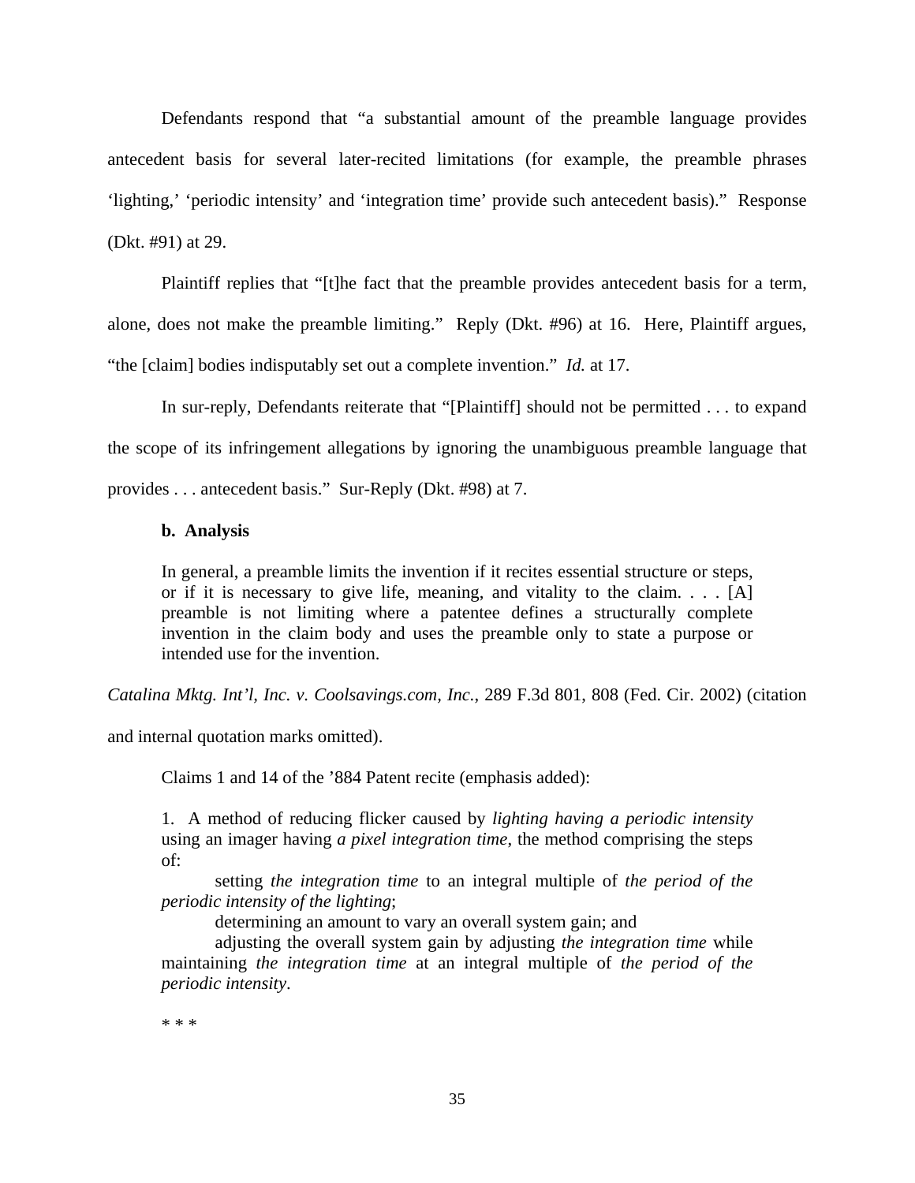Defendants respond that "a substantial amount of the preamble language provides antecedent basis for several later-recited limitations (for example, the preamble phrases 'lighting,' 'periodic intensity' and 'integration time' provide such antecedent basis)." Response (Dkt. #91) at 29.

Plaintiff replies that "[t]he fact that the preamble provides antecedent basis for a term, alone, does not make the preamble limiting." Reply (Dkt. #96) at 16. Here, Plaintiff argues, "the [claim] bodies indisputably set out a complete invention." *Id.* at 17.

In sur-reply, Defendants reiterate that "[Plaintiff] should not be permitted . . . to expand the scope of its infringement allegations by ignoring the unambiguous preamble language that provides . . . antecedent basis." Sur-Reply (Dkt. #98) at 7.

**b. Analysis**

> In general, a preamble limits the invention if it recites essential structure or steps, or if it is necessary to give life, meaning, and vitality to the claim. . . . [A] preamble is not limiting where a patentee defines a structurally complete invention in the claim body and uses the preamble only to state a purpose or intended use for the invention.

*Catalina Mktg. Int'l, Inc. v. Coolsavings.com, Inc.*, 289 F.3d 801, 808 (Fed. Cir. 2002) (citation and internal quotation marks omitted).

Claims 1 and 14 of the '884 Patent recite (emphasis added):

> 1. A method of reducing flicker caused by *lighting having a periodic intensity* using an imager having *a pixel integration time*, the method comprising the steps of:
>
> setting *the integration time* to an integral multiple of *the period of the periodic intensity of the lighting*;
>
> determining an amount to vary an overall system gain; and
>
> adjusting the overall system gain by adjusting *the integration time* while maintaining *the integration time* at an integral multiple of *the period of the periodic intensity*.
>
> * * *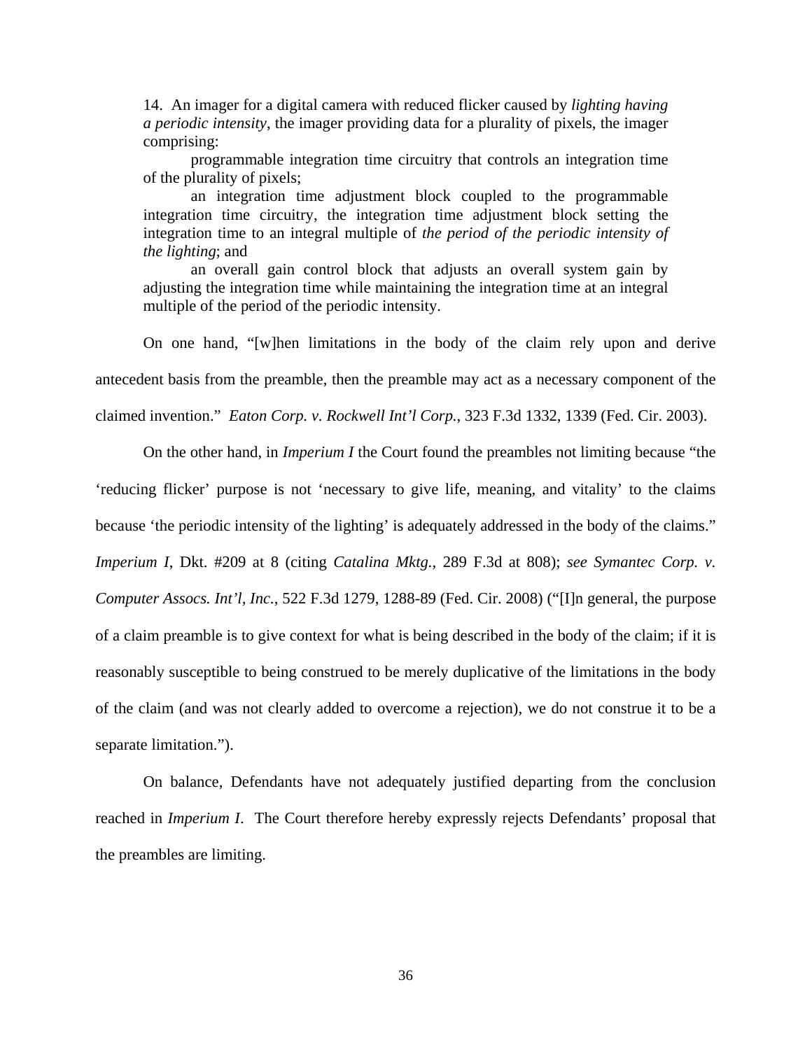> 14. An imager for a digital camera with reduced flicker caused by *lighting having a periodic intensity*, the imager providing data for a plurality of pixels, the imager comprising:
>
> programmable integration time circuitry that controls an integration time of the plurality of pixels;
>
> an integration time adjustment block coupled to the programmable integration time circuitry, the integration time adjustment block setting the integration time to an integral multiple of *the period of the periodic intensity of the lighting*; and
>
> an overall gain control block that adjusts an overall system gain by adjusting the integration time while maintaining the integration time at an integral multiple of the period of the periodic intensity.

On one hand, "[w]hen limitations in the body of the claim rely upon and derive antecedent basis from the preamble, then the preamble may act as a necessary component of the claimed invention." *Eaton Corp. v. Rockwell Int'l Corp.*, 323 F.3d 1332, 1339 (Fed. Cir. 2003).

On the other hand, in *Imperium I* the Court found the preambles not limiting because "the 'reducing flicker' purpose is not 'necessary to give life, meaning, and vitality' to the claims because 'the periodic intensity of the lighting' is adequately addressed in the body of the claims." *Imperium I*, Dkt. #209 at 8 (citing *Catalina Mktg.*, 289 F.3d at 808); *see Symantec Corp. v. Computer Assocs. Int'l, Inc.*, 522 F.3d 1279, 1288-89 (Fed. Cir. 2008) ("[I]n general, the purpose of a claim preamble is to give context for what is being described in the body of the claim; if it is reasonably susceptible to being construed to be merely duplicative of the limitations in the body of the claim (and was not clearly added to overcome a rejection), we do not construe it to be a separate limitation.").

On balance, Defendants have not adequately justified departing from the conclusion reached in *Imperium I*. The Court therefore hereby expressly rejects Defendants' proposal that the preambles are limiting.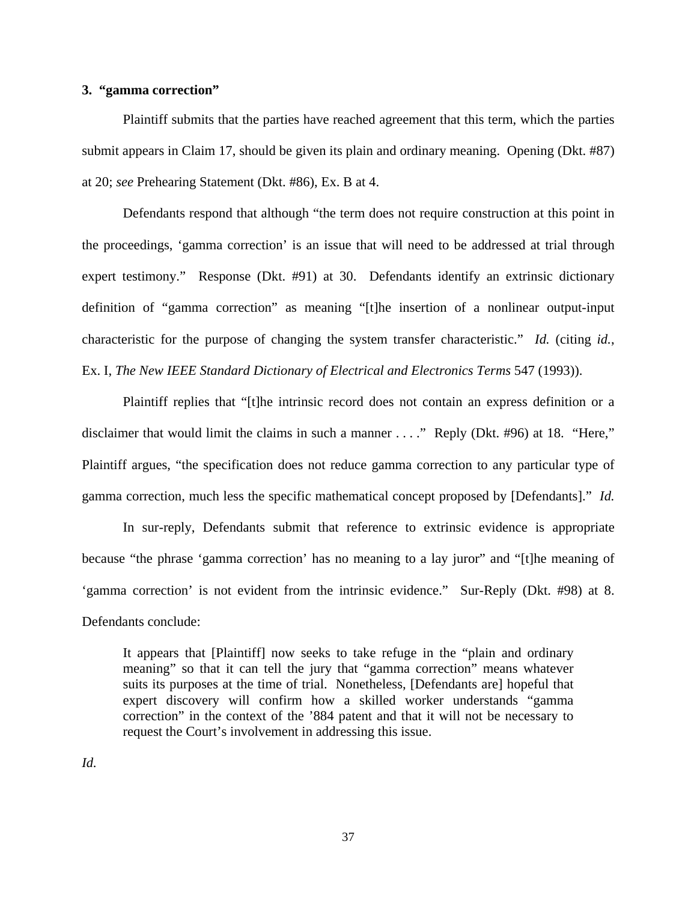### 3. "gamma correction"

Plaintiff submits that the parties have reached agreement that this term, which the parties submit appears in Claim 17, should be given its plain and ordinary meaning. Opening (Dkt. #87) at 20; *see* Prehearing Statement (Dkt. #86), Ex. B at 4.

Defendants respond that although "the term does not require construction at this point in the proceedings, 'gamma correction' is an issue that will need to be addressed at trial through expert testimony." Response (Dkt. #91) at 30. Defendants identify an extrinsic dictionary definition of "gamma correction" as meaning "[t]he insertion of a nonlinear output-input characteristic for the purpose of changing the system transfer characteristic." *Id.* (citing *id.*, Ex. I, *The New IEEE Standard Dictionary of Electrical and Electronics Terms* 547 (1993)).

Plaintiff replies that "[t]he intrinsic record does not contain an express definition or a disclaimer that would limit the claims in such a manner . . . ." Reply (Dkt. #96) at 18. "Here," Plaintiff argues, "the specification does not reduce gamma correction to any particular type of gamma correction, much less the specific mathematical concept proposed by [Defendants]." *Id.*

In sur-reply, Defendants submit that reference to extrinsic evidence is appropriate because "the phrase 'gamma correction' has no meaning to a lay juror" and "[t]he meaning of 'gamma correction' is not evident from the intrinsic evidence." Sur-Reply (Dkt. #98) at 8. Defendants conclude:

> It appears that [Plaintiff] now seeks to take refuge in the "plain and ordinary meaning" so that it can tell the jury that "gamma correction" means whatever suits its purposes at the time of trial. Nonetheless, [Defendants are] hopeful that expert discovery will confirm how a skilled worker understands "gamma correction" in the context of the '884 patent and that it will not be necessary to request the Court's involvement in addressing this issue.

*Id.*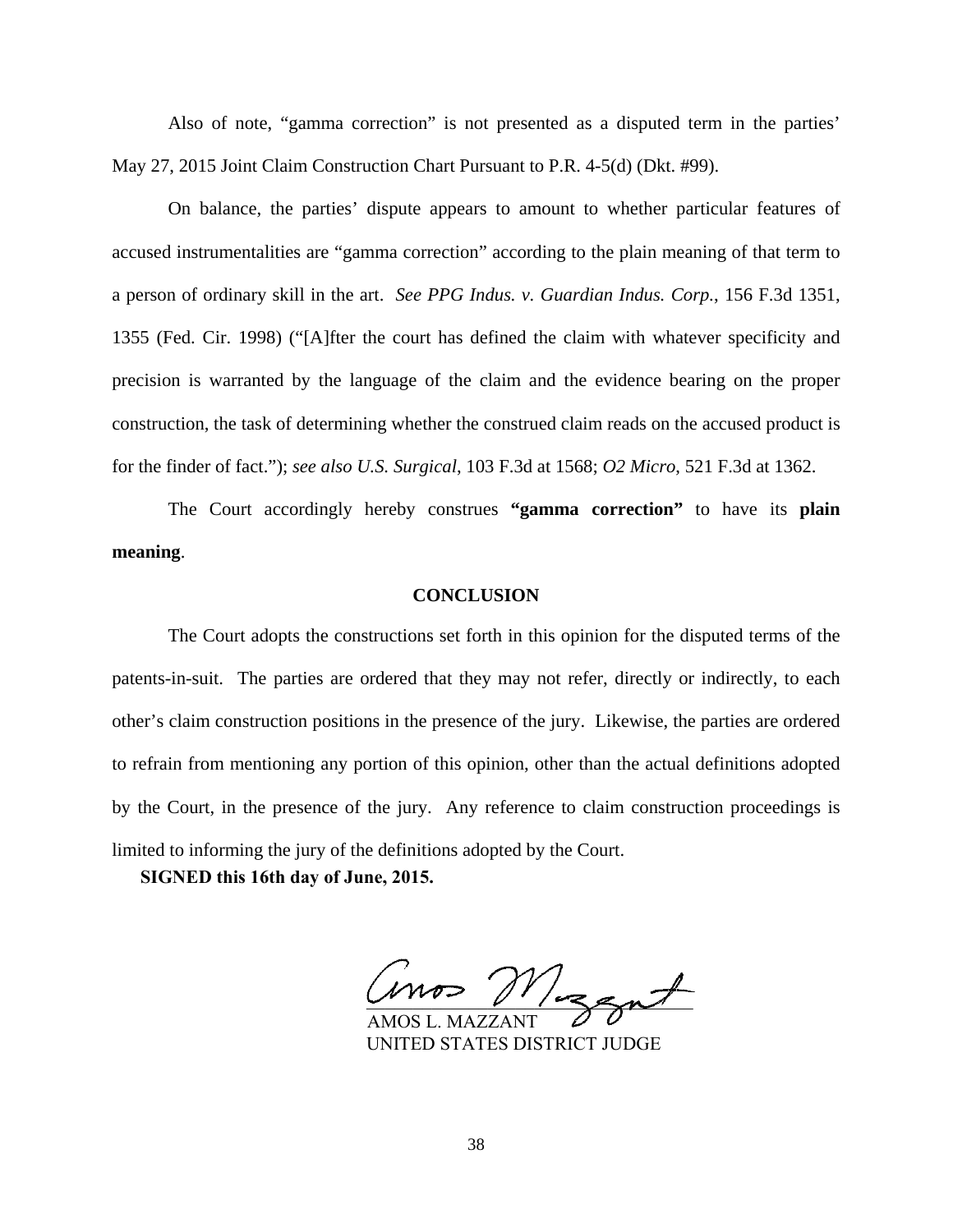Also of note, "gamma correction" is not presented as a disputed term in the parties' May 27, 2015 Joint Claim Construction Chart Pursuant to P.R. 4-5(d) (Dkt. #99).

On balance, the parties' dispute appears to amount to whether particular features of accused instrumentalities are "gamma correction" according to the plain meaning of that term to a person of ordinary skill in the art. *See PPG Indus. v. Guardian Indus. Corp.*, 156 F.3d 1351, 1355 (Fed. Cir. 1998) ("[A]fter the court has defined the claim with whatever specificity and precision is warranted by the language of the claim and the evidence bearing on the proper construction, the task of determining whether the construed claim reads on the accused product is for the finder of fact."); *see also U.S. Surgical*, 103 F.3d at 1568; *O2 Micro*, 521 F.3d at 1362.

The Court accordingly hereby construes **"gamma correction"** to have its **plain meaning**.

## CONCLUSION

The Court adopts the constructions set forth in this opinion for the disputed terms of the patents-in-suit. The parties are ordered that they may not refer, directly or indirectly, to each other's claim construction positions in the presence of the jury. Likewise, the parties are ordered to refrain from mentioning any portion of this opinion, other than the actual definitions adopted by the Court, in the presence of the jury. Any reference to claim construction proceedings is limited to informing the jury of the definitions adopted by the Court.

**SIGNED this 16th day of June, 2015.**

AMOS L. MAZZANT
UNITED STATES DISTRICT JUDGE